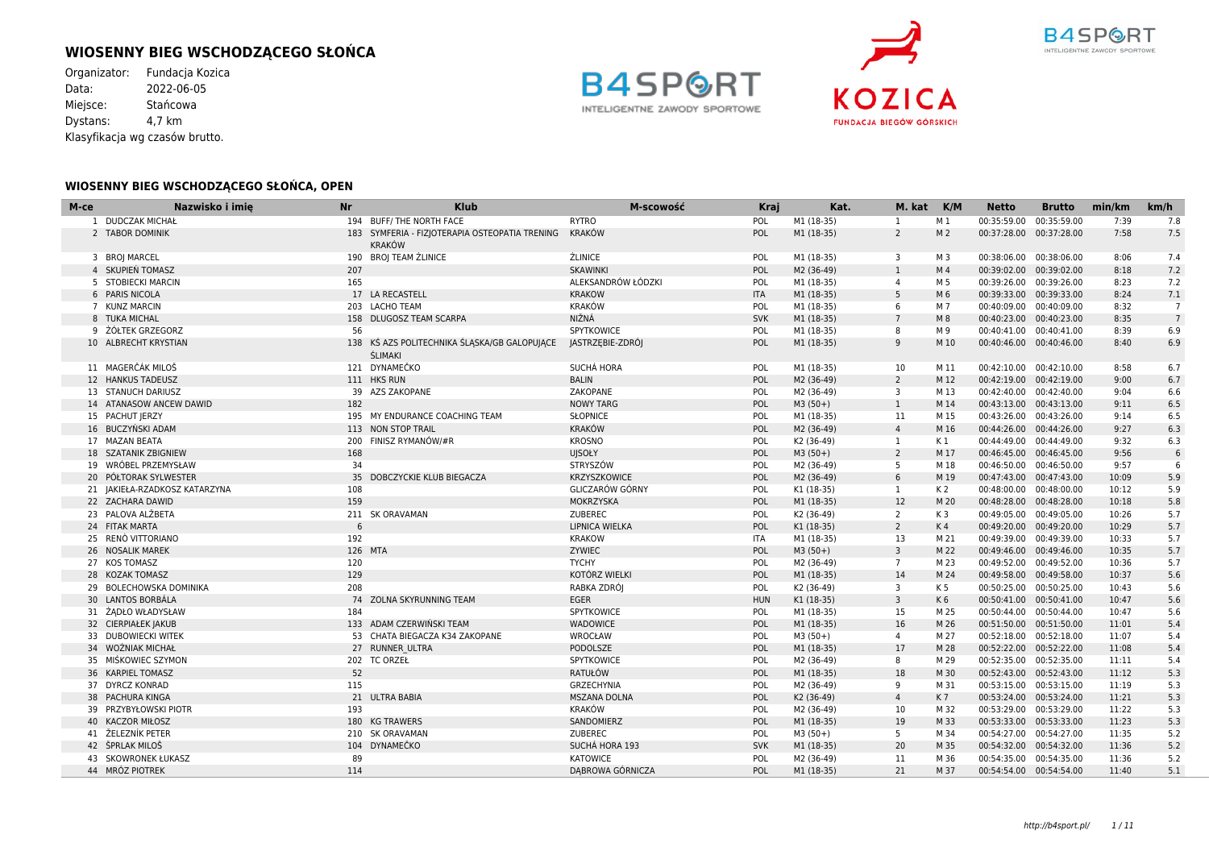# WIOSENNY BIEG WSCHODZĄCEGO SŁOŃCA

Organizator: Fundacja Kozica
Data: 2022-06-05
Miejsce: Stańcowa
Dystans: 4,7 km
Klasyfikacja wg czasów brutto.

## WIOSENNY BIEG WSCHODZĄCEGO SŁOŃCA, OPEN

| M-ce | Nazwisko i imię | Nr | Klub | M-scowość | Kraj | Kat. | M. kat | K/M | Netto | Brutto | min/km | km/h |
|---|---|---|---|---|---|---|---|---|---|---|---|---|
| 1 | DUDCZAK MICHAŁ | 194 | BUFF/ THE NORTH FACE | RYTRO | POL | M1 (18-35) | 1 | M 1 | 00:35:59.00 | 00:35:59.00 | 7:39 | 7.8 |
| 2 | TABOR DOMINIK | 183 | SYMFERIA - FIZJOTERAPIA OSTEOPATIA TRENING KRAKÓW | KRAKÓW | POL | M1 (18-35) | 2 | M 2 | 00:37:28.00 | 00:37:28.00 | 7:58 | 7.5 |
| 3 | BROJ MARCEL | 190 | BROJ TEAM ŻLINICE | ŻLINICE | POL | M1 (18-35) | 3 | M 3 | 00:38:06.00 | 00:38:06.00 | 8:06 | 7.4 |
| 4 | SKUPIEŃ TOMASZ | 207 | | SKAWINKI | POL | M2 (36-49) | 1 | M 4 | 00:39:02.00 | 00:39:02.00 | 8:18 | 7.2 |
| 5 | STOBIECKI MARCIN | 165 | | ALEKSANDRÓW ŁÓDZKI | POL | M1 (18-35) | 4 | M 5 | 00:39:26.00 | 00:39:26.00 | 8:23 | 7.2 |
| 6 | PARIS NICOLA | 17 | LA RECASTELL | KRAKOW | ITA | M1 (18-35) | 5 | M 6 | 00:39:33.00 | 00:39:33.00 | 8:24 | 7.1 |
| 7 | KUNZ MARCIN | 203 | LACHO TEAM | KRAKÓW | POL | M1 (18-35) | 6 | M 7 | 00:40:09.00 | 00:40:09.00 | 8:32 | 7 |
| 8 | TUKA MICHAL | 158 | DLUGOSZ TEAM SCARPA | NIŽNÁ | SVK | M1 (18-35) | 7 | M 8 | 00:40:23.00 | 00:40:23.00 | 8:35 | 7 |
| 9 | ŻÓŁTEK GRZEGORZ | 56 | | SPYTKOWICE | POL | M1 (18-35) | 8 | M 9 | 00:40:41.00 | 00:40:41.00 | 8:39 | 6.9 |
| 10 | ALBRECHT KRYSTIAN | 138 | KŚ AZS POLITECHNIKA ŚLĄSKA/GB GALOPUJĄCE ŚLIMAKI | JASTRZĘBIE-ZDRÓJ | POL | M1 (18-35) | 9 | M 10 | 00:40:46.00 | 00:40:46.00 | 8:40 | 6.9 |
| 11 | MAGERČÁK MILOŠ | 121 | DYNAMEČKO | SUCHÁ HORA | POL | M1 (18-35) | 10 | M 11 | 00:42:10.00 | 00:42:10.00 | 8:58 | 6.7 |
| 12 | HANKUS TADEUSZ | 111 | HKS RUN | BALIN | POL | M2 (36-49) | 2 | M 12 | 00:42:19.00 | 00:42:19.00 | 9:00 | 6.7 |
| 13 | STANUCH DARIUSZ | 39 | AZS ZAKOPANE | ZAKOPANE | POL | M2 (36-49) | 3 | M 13 | 00:42:40.00 | 00:42:40.00 | 9:04 | 6.6 |
| 14 | ATANASOW ANCEW DAWID | 182 | | NOWY TARG | POL | M3 (50+) | 1 | M 14 | 00:43:13.00 | 00:43:13.00 | 9:11 | 6.5 |
| 15 | PACHUT JERZY | 195 | MY ENDURANCE COACHING TEAM | SŁOPNICE | POL | M1 (18-35) | 11 | M 15 | 00:43:26.00 | 00:43:26.00 | 9:14 | 6.5 |
| 16 | BUCZYŃSKI ADAM | 113 | NON STOP TRAIL | KRAKÓW | POL | M2 (36-49) | 4 | M 16 | 00:44:26.00 | 00:44:26.00 | 9:27 | 6.3 |
| 17 | MAZAN BEATA | 200 | FINISZ RYMANÓW/#R | KROSNO | POL | K2 (36-49) | 1 | K 1 | 00:44:49.00 | 00:44:49.00 | 9:32 | 6.3 |
| 18 | SZATANIK ZBIGNIEW | 168 | | UJSOŁY | POL | M3 (50+) | 2 | M 17 | 00:46:45.00 | 00:46:45.00 | 9:56 | 6 |
| 19 | WRÓBEL PRZEMYSŁAW | 34 | | STRYSZÓW | POL | M2 (36-49) | 5 | M 18 | 00:46:50.00 | 00:46:50.00 | 9:57 | 6 |
| 20 | PÓŁTORAK SYLWESTER | 35 | DOBCZYCKIE KLUB BIEGACZA | KRZYSZKOWICE | POL | M2 (36-49) | 6 | M 19 | 00:47:43.00 | 00:47:43.00 | 10:09 | 5.9 |
| 21 | JAKIEŁA-RZADKOSZ KATARZYNA | 108 | | GLICZARÓW GÓRNY | POL | K1 (18-35) | 1 | K 2 | 00:48:00.00 | 00:48:00.00 | 10:12 | 5.9 |
| 22 | ZACHARA DAWID | 159 | | MOKRZYSKA | POL | M1 (18-35) | 12 | M 20 | 00:48:28.00 | 00:48:28.00 | 10:18 | 5.8 |
| 23 | PALOVA ALŽBETA | 211 | SK ORAVAMAN | ZUBEREC | POL | K2 (36-49) | 2 | K 3 | 00:49:05.00 | 00:49:05.00 | 10:26 | 5.7 |
| 24 | FITAK MARTA | 6 | | LIPNICA WIELKA | POL | K1 (18-35) | 2 | K 4 | 00:49:20.00 | 00:49:20.00 | 10:29 | 5.7 |
| 25 | RENÒ VITTORIANO | 192 | | KRAKOW | ITA | M1 (18-35) | 13 | M 21 | 00:49:39.00 | 00:49:39.00 | 10:33 | 5.7 |
| 26 | NOSALIK MAREK | 126 | MTA | ZYWIEC | POL | M3 (50+) | 3 | M 22 | 00:49:46.00 | 00:49:46.00 | 10:35 | 5.7 |
| 27 | KOS TOMASZ | 120 | | TYCHY | POL | M2 (36-49) | 7 | M 23 | 00:49:52.00 | 00:49:52.00 | 10:36 | 5.7 |
| 28 | KOZAK TOMASZ | 129 | | KOTÓRZ WIELKI | POL | M1 (18-35) | 14 | M 24 | 00:49:58.00 | 00:49:58.00 | 10:37 | 5.6 |
| 29 | BOLECHOWSKA DOMINIKA | 208 | | RABKA ZDRÓJ | POL | K2 (36-49) | 3 | K 5 | 00:50:25.00 | 00:50:25.00 | 10:43 | 5.6 |
| 30 | LANTOS BORBÁLA | 74 | ZOLNA SKYRUNNING TEAM | EGER | HUN | K1 (18-35) | 3 | K 6 | 00:50:41.00 | 00:50:41.00 | 10:47 | 5.6 |
| 31 | ŻĄDŁO WŁADYSŁAW | 184 | | SPYTKOWICE | POL | M1 (18-35) | 15 | M 25 | 00:50:44.00 | 00:50:44.00 | 10:47 | 5.6 |
| 32 | CIERPIAŁEK JAKUB | 133 | ADAM CZERWIŃSKI TEAM | WADOWICE | POL | M1 (18-35) | 16 | M 26 | 00:51:50.00 | 00:51:50.00 | 11:01 | 5.4 |
| 33 | DUBOWIECKI WITEK | 53 | CHATA BIEGACZA K34 ZAKOPANE | WROCŁAW | POL | M3 (50+) | 4 | M 27 | 00:52:18.00 | 00:52:18.00 | 11:07 | 5.4 |
| 34 | WOŹNIAK MICHAŁ | 27 | RUNNER_ULTRA | PODOLSZE | POL | M1 (18-35) | 17 | M 28 | 00:52:22.00 | 00:52:22.00 | 11:08 | 5.4 |
| 35 | MIŚKOWIEC SZYMON | 202 | TC ORZEŁ | SPYTKOWICE | POL | M2 (36-49) | 8 | M 29 | 00:52:35.00 | 00:52:35.00 | 11:11 | 5.4 |
| 36 | KARPIEL TOMASZ | 52 | | RATUŁÓW | POL | M1 (18-35) | 18 | M 30 | 00:52:43.00 | 00:52:43.00 | 11:12 | 5.3 |
| 37 | DYRCZ KONRAD | 115 | | GRZECHYNIA | POL | M2 (36-49) | 9 | M 31 | 00:53:15.00 | 00:53:15.00 | 11:19 | 5.3 |
| 38 | PACHURA KINGA | 21 | ULTRA BABIA | MSZANA DOLNA | POL | K2 (36-49) | 4 | K 7 | 00:53:24.00 | 00:53:24.00 | 11:21 | 5.3 |
| 39 | PRZYBYŁOWSKI PIOTR | 193 | | KRAKÓW | POL | M2 (36-49) | 10 | M 32 | 00:53:29.00 | 00:53:29.00 | 11:22 | 5.3 |
| 40 | KACZOR MIŁOSZ | 180 | KG TRAWERS | SANDOMIERZ | POL | M1 (18-35) | 19 | M 33 | 00:53:33.00 | 00:53:33.00 | 11:23 | 5.3 |
| 41 | ŽELEZNÍK PETER | 210 | SK ORAVAMAN | ZUBEREC | POL | M3 (50+) | 5 | M 34 | 00:54:27.00 | 00:54:27.00 | 11:35 | 5.2 |
| 42 | ŠPRLAK MILOŠ | 104 | DYNAMEČKO | SUCHÁ HORA 193 | SVK | M1 (18-35) | 20 | M 35 | 00:54:32.00 | 00:54:32.00 | 11:36 | 5.2 |
| 43 | SKOWRONEK ŁUKASZ | 89 | | KATOWICE | POL | M2 (36-49) | 11 | M 36 | 00:54:35.00 | 00:54:35.00 | 11:36 | 5.2 |
| 44 | MRÓZ PIOTREK | 114 | | DĄBROWA GÓRNICZA | POL | M1 (18-35) | 21 | M 37 | 00:54:54.00 | 00:54:54.00 | 11:40 | 5.1 |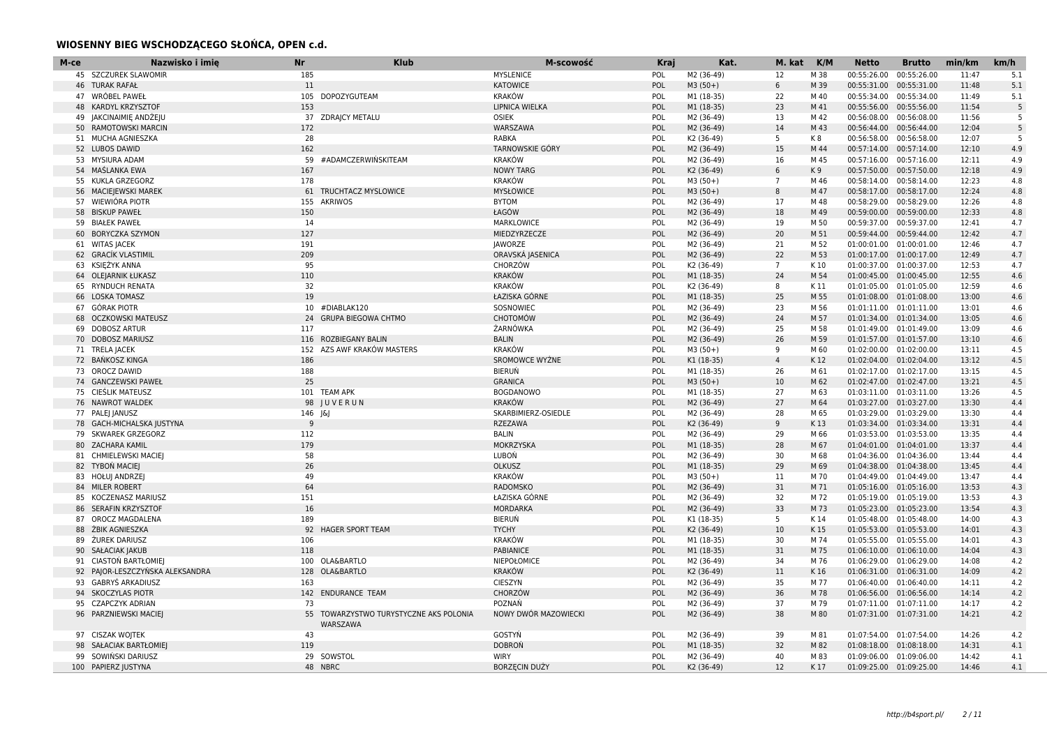## WIOSENNY BIEG WSCHODZĄCEGO SŁOŃCA, OPEN c.d.

| M-ce | Nazwisko i imię | Nr | Klub | M-scowość | Kraj | Kat. | M. kat | K/M | Netto | Brutto | min/km | km/h |
|---|---|---|---|---|---|---|---|---|---|---|---|---|
| 45 | SZCZUREK SLAWOMIR | 185 | | MYSLENICE | POL | M2 (36-49) | 12 | M 38 | 00:55:26.00 | 00:55:26.00 | 11:47 | 5.1 |
| 46 | TURAK RAFAŁ | 11 | | KATOWICE | POL | M3 (50+) | 6 | M 39 | 00:55:31.00 | 00:55:31.00 | 11:48 | 5.1 |
| 47 | WRÓBEL PAWEŁ | 105 | DOPOZYGUTEAM | KRAKÓW | POL | M1 (18-35) | 22 | M 40 | 00:55:34.00 | 00:55:34.00 | 11:49 | 5.1 |
| 48 | KARDYL KRZYSZTOF | 153 | | LIPNICA WIELKA | POL | M1 (18-35) | 23 | M 41 | 00:55:56.00 | 00:55:56.00 | 11:54 | 5 |
| 49 | JAKCINAIMIĘ ANDŻEJU | 37 | ZDRAJCY METALU | OSIEK | POL | M2 (36-49) | 13 | M 42 | 00:56:08.00 | 00:56:08.00 | 11:56 | 5 |
| 50 | RAMOTOWSKI MARCIN | 172 | | WARSZAWA | POL | M2 (36-49) | 14 | M 43 | 00:56:44.00 | 00:56:44.00 | 12:04 | 5 |
| 51 | MUCHA AGNIESZKA | 28 | | RABKA | POL | K2 (36-49) | 5 | K 8 | 00:56:58.00 | 00:56:58.00 | 12:07 | 5 |
| 52 | LUBOS DAWID | 162 | | TARNOWSKIE GÓRY | POL | M2 (36-49) | 15 | M 44 | 00:57:14.00 | 00:57:14.00 | 12:10 | 4.9 |
| 53 | MYSIURA ADAM | 59 | #ADAMCZERWIŃSKITEAM | KRAKÓW | POL | M2 (36-49) | 16 | M 45 | 00:57:16.00 | 00:57:16.00 | 12:11 | 4.9 |
| 54 | MAŚLANKA EWA | 167 | | NOWY TARG | POL | K2 (36-49) | 6 | K 9 | 00:57:50.00 | 00:57:50.00 | 12:18 | 4.9 |
| 55 | KUKLA GRZEGORZ | 178 | | KRAKÓW | POL | M3 (50+) | 7 | M 46 | 00:58:14.00 | 00:58:14.00 | 12:23 | 4.8 |
| 56 | MACIEJEWSKI MAREK | 61 | TRUCHTACZ MYSLOWICE | MYSŁOWICE | POL | M3 (50+) | 8 | M 47 | 00:58:17.00 | 00:58:17.00 | 12:24 | 4.8 |
| 57 | WIEWIÓRA PIOTR | 155 | AKRIWOS | BYTOM | POL | M2 (36-49) | 17 | M 48 | 00:58:29.00 | 00:58:29.00 | 12:26 | 4.8 |
| 58 | BISKUP PAWEŁ | 150 | | ŁAGÓW | POL | M2 (36-49) | 18 | M 49 | 00:59:00.00 | 00:59:00.00 | 12:33 | 4.8 |
| 59 | BIAŁEK PAWEŁ | 14 | | MARKLOWICE | POL | M2 (36-49) | 19 | M 50 | 00:59:37.00 | 00:59:37.00 | 12:41 | 4.7 |
| 60 | BORYCZKA SZYMON | 127 | | MIEDZYRZECZE | POL | M2 (36-49) | 20 | M 51 | 00:59:44.00 | 00:59:44.00 | 12:42 | 4.7 |
| 61 | WITAS JACEK | 191 | | JAWORZE | POL | M2 (36-49) | 21 | M 52 | 01:00:01.00 | 01:00:01.00 | 12:46 | 4.7 |
| 62 | GRACÍK VLASTIMIL | 209 | | ORAVSKÁ JASENICA | POL | M2 (36-49) | 22 | M 53 | 01:00:17.00 | 01:00:17.00 | 12:49 | 4.7 |
| 63 | KSIĘŻYK ANNA | 95 | | CHORZÓW | POL | K2 (36-49) | 7 | K 10 | 01:00:37.00 | 01:00:37.00 | 12:53 | 4.7 |
| 64 | OLEJARNIK ŁUKASZ | 110 | | KRAKÓW | POL | M1 (18-35) | 24 | M 54 | 01:00:45.00 | 01:00:45.00 | 12:55 | 4.6 |
| 65 | RYNDUCH RENATA | 32 | | KRAKÓW | POL | K2 (36-49) | 8 | K 11 | 01:01:05.00 | 01:01:05.00 | 12:59 | 4.6 |
| 66 | LOSKA TOMASZ | 19 | | ŁAZISKA GÓRNE | POL | M1 (18-35) | 25 | M 55 | 01:01:08.00 | 01:01:08.00 | 13:00 | 4.6 |
| 67 | GÓRAK PIOTR | 10 | #DIABLAK120 | SOSNOWIEC | POL | M2 (36-49) | 23 | M 56 | 01:01:11.00 | 01:01:11.00 | 13:01 | 4.6 |
| 68 | OCZKOWSKI MATEUSZ | 24 | GRUPA BIEGOWA CHTMO | CHOTOMÓW | POL | M2 (36-49) | 24 | M 57 | 01:01:34.00 | 01:01:34.00 | 13:05 | 4.6 |
| 69 | DOBOSZ ARTUR | 117 | | ŻARNÓWKA | POL | M2 (36-49) | 25 | M 58 | 01:01:49.00 | 01:01:49.00 | 13:09 | 4.6 |
| 70 | DOBOSZ MARIUSZ | 116 | ROZBIEGANY BALIN | BALIN | POL | M2 (36-49) | 26 | M 59 | 01:01:57.00 | 01:01:57.00 | 13:10 | 4.6 |
| 71 | TRELA JACEK | 152 | AZS AWF KRAKÓW MASTERS | KRAKÓW | POL | M3 (50+) | 9 | M 60 | 01:02:00.00 | 01:02:00.00 | 13:11 | 4.5 |
| 72 | BAŃKOSZ KINGA | 186 | | SROMOWCE WYŻNE | POL | K1 (18-35) | 4 | K 12 | 01:02:04.00 | 01:02:04.00 | 13:12 | 4.5 |
| 73 | OROCZ DAWID | 188 | | BIERUŃ | POL | M1 (18-35) | 26 | M 61 | 01:02:17.00 | 01:02:17.00 | 13:15 | 4.5 |
| 74 | GANCZEWSKI PAWEŁ | 25 | | GRANICA | POL | M3 (50+) | 10 | M 62 | 01:02:47.00 | 01:02:47.00 | 13:21 | 4.5 |
| 75 | CIEŚLIK MATEUSZ | 101 | TEAM APK | BOGDANOWO | POL | M1 (18-35) | 27 | M 63 | 01:03:11.00 | 01:03:11.00 | 13:26 | 4.5 |
| 76 | NAWROT WALDEK | 98 | J U V E R U N | KRAKÓW | POL | M2 (36-49) | 27 | M 64 | 01:03:27.00 | 01:03:27.00 | 13:30 | 4.4 |
| 77 | PALEJ JANUSZ | 146 | J&J | SKARBIMIERZ-OSIEDLE | POL | M2 (36-49) | 28 | M 65 | 01:03:29.00 | 01:03:29.00 | 13:30 | 4.4 |
| 78 | GACH-MICHALSKA JUSTYNA | 9 | | RZEZAWA | POL | K2 (36-49) | 9 | K 13 | 01:03:34.00 | 01:03:34.00 | 13:31 | 4.4 |
| 79 | SKWAREK GRZEGORZ | 112 | | BALIN | POL | M2 (36-49) | 29 | M 66 | 01:03:53.00 | 01:03:53.00 | 13:35 | 4.4 |
| 80 | ZACHARA KAMIL | 179 | | MOKRZYSKA | POL | M1 (18-35) | 28 | M 67 | 01:04:01.00 | 01:04:01.00 | 13:37 | 4.4 |
| 81 | CHMIELEWSKI MACIEJ | 58 | | LUBOŃ | POL | M2 (36-49) | 30 | M 68 | 01:04:36.00 | 01:04:36.00 | 13:44 | 4.4 |
| 82 | TYBOŃ MACIEJ | 26 | | OLKUSZ | POL | M1 (18-35) | 29 | M 69 | 01:04:38.00 | 01:04:38.00 | 13:45 | 4.4 |
| 83 | HOŁUJ ANDRZEJ | 49 | | KRAKÓW | POL | M3 (50+) | 11 | M 70 | 01:04:49.00 | 01:04:49.00 | 13:47 | 4.4 |
| 84 | MILER ROBERT | 64 | | RADOMSKO | POL | M2 (36-49) | 31 | M 71 | 01:05:16.00 | 01:05:16.00 | 13:53 | 4.3 |
| 85 | KOCZENASZ MARIUSZ | 151 | | ŁAZISKA GÓRNE | POL | M2 (36-49) | 32 | M 72 | 01:05:19.00 | 01:05:19.00 | 13:53 | 4.3 |
| 86 | SERAFIN KRZYSZTOF | 16 | | MORDARKA | POL | M2 (36-49) | 33 | M 73 | 01:05:23.00 | 01:05:23.00 | 13:54 | 4.3 |
| 87 | OROCZ MAGDALENA | 189 | | BIERUŃ | POL | K1 (18-35) | 5 | K 14 | 01:05:48.00 | 01:05:48.00 | 14:00 | 4.3 |
| 88 | ŻBIK AGNIESZKA | 92 | HAGER SPORT TEAM | TYCHY | POL | K2 (36-49) | 10 | K 15 | 01:05:53.00 | 01:05:53.00 | 14:01 | 4.3 |
| 89 | ŻUREK DARIUSZ | 106 | | KRAKÓW | POL | M1 (18-35) | 30 | M 74 | 01:05:55.00 | 01:05:55.00 | 14:01 | 4.3 |
| 90 | SAŁACIAK JAKUB | 118 | | PABIANICE | POL | M1 (18-35) | 31 | M 75 | 01:06:10.00 | 01:06:10.00 | 14:04 | 4.3 |
| 91 | CIASTOŃ BARTŁOMIEJ | 100 | OLA&BARTLO | NIEPOŁOMICE | POL | M2 (36-49) | 34 | M 76 | 01:06:29.00 | 01:06:29.00 | 14:08 | 4.2 |
| 92 | PAJOR-LESZCZYŃSKA ALEKSANDRA | 128 | OLA&BARTLO | KRAKÓW | POL | K2 (36-49) | 11 | K 16 | 01:06:31.00 | 01:06:31.00 | 14:09 | 4.2 |
| 93 | GABRYŚ ARKADIUSZ | 163 | | CIESZYN | POL | M2 (36-49) | 35 | M 77 | 01:06:40.00 | 01:06:40.00 | 14:11 | 4.2 |
| 94 | SKOCZYLAS PIOTR | 142 | ENDURANCE TEAM | CHORZÓW | POL | M2 (36-49) | 36 | M 78 | 01:06:56.00 | 01:06:56.00 | 14:14 | 4.2 |
| 95 | CZAPCZYK ADRIAN | 73 | | POZNAŃ | POL | M2 (36-49) | 37 | M 79 | 01:07:11.00 | 01:07:11.00 | 14:17 | 4.2 |
| 96 | PARZNIEWSKI MACIEJ | 55 | TOWARZYSTWO TURYSTYCZNE AKS POLONIA WARSZAWA | NOWY DWÓR MAZOWIECKI | POL | M2 (36-49) | 38 | M 80 | 01:07:31.00 | 01:07:31.00 | 14:21 | 4.2 |
| 97 | CISZAK WOJTEK | 43 | | GOSTYŃ | POL | M2 (36-49) | 39 | M 81 | 01:07:54.00 | 01:07:54.00 | 14:26 | 4.2 |
| 98 | SAŁACIAK BARTŁOMIEJ | 119 | | DOBROŃ | POL | M1 (18-35) | 32 | M 82 | 01:08:18.00 | 01:08:18.00 | 14:31 | 4.1 |
| 99 | SOWIŃSKI DARIUSZ | 29 | SOWSTOL | WIRY | POL | M2 (36-49) | 40 | M 83 | 01:09:06.00 | 01:09:06.00 | 14:42 | 4.1 |
| 100 | PAPIERZ JUSTYNA | 48 | NBRC | BORZĘCIN DUŻY | POL | K2 (36-49) | 12 | K 17 | 01:09:25.00 | 01:09:25.00 | 14:46 | 4.1 |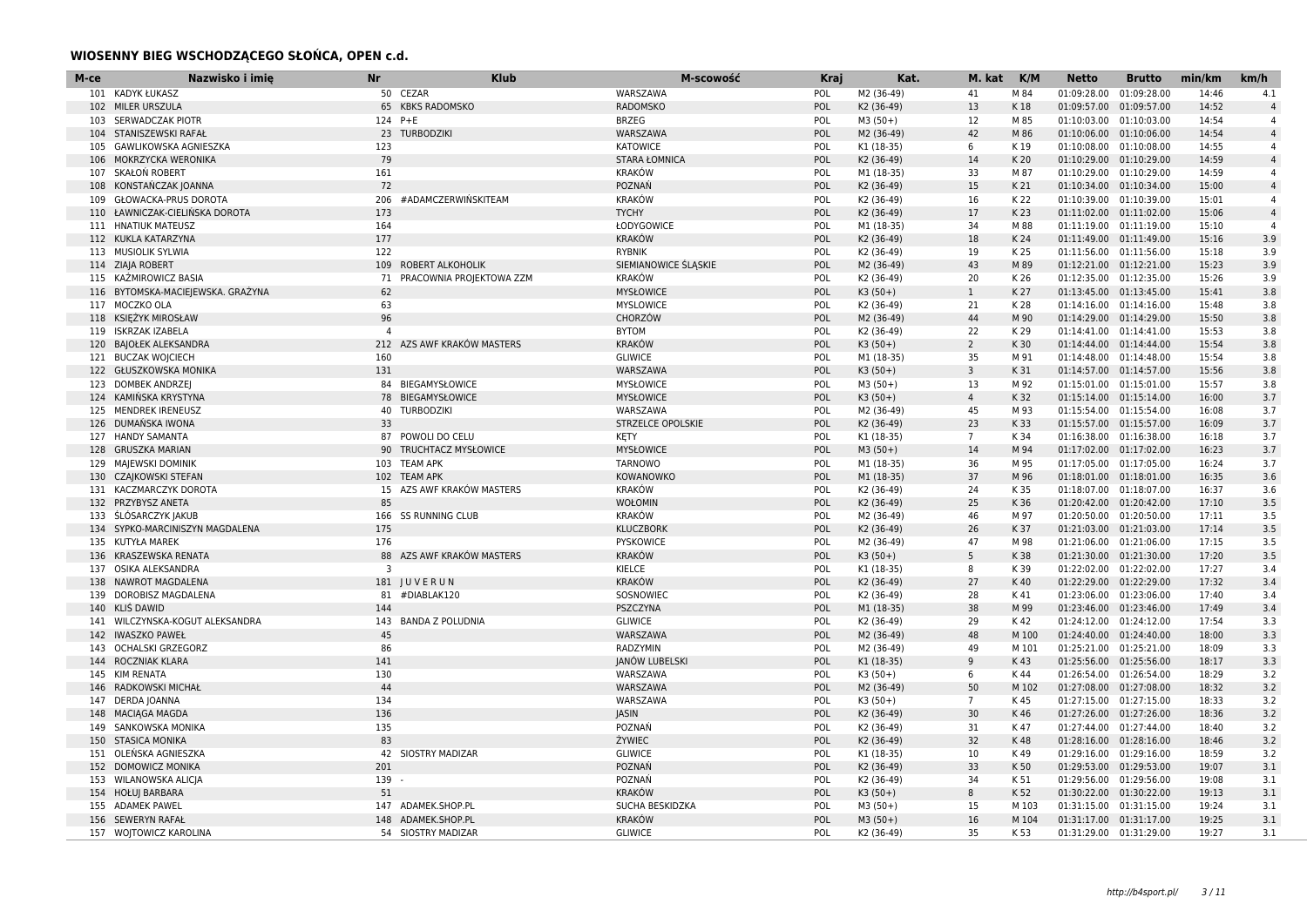## WIOSENNY BIEG WSCHODZĄCEGO SŁOŃCA, OPEN c.d.

| M-ce | Nazwisko i imię | Nr | Klub | M-scowość | Kraj | Kat. | M. kat | K/M | Netto | Brutto | min/km | km/h |
|---|---|---|---|---|---|---|---|---|---|---|---|---|
| 101 | KADYK ŁUKASZ | 50 | CEZAR | WARSZAWA | POL | M2 (36-49) | 41 | M 84 | 01:09:28.00 | 01:09:28.00 | 14:46 | 4.1 |
| 102 | MILER URSZULA | 65 | KBKS RADOMSKO | RADOMSKO | POL | K2 (36-49) | 13 | K 18 | 01:09:57.00 | 01:09:57.00 | 14:52 | 4 |
| 103 | SERWADCZAK PIOTR | 124 | P+E | BRZEG | POL | M3 (50+) | 12 | M 85 | 01:10:03.00 | 01:10:03.00 | 14:54 | 4 |
| 104 | STANISZEWSKI RAFAŁ | 23 | TURBODZIKI | WARSZAWA | POL | M2 (36-49) | 42 | M 86 | 01:10:06.00 | 01:10:06.00 | 14:54 | 4 |
| 105 | GAWLIKOWSKA AGNIESZKA | 123 | | KATOWICE | POL | K1 (18-35) | 6 | K 19 | 01:10:08.00 | 01:10:08.00 | 14:55 | 4 |
| 106 | MOKRZYCKA WERONIKA | 79 | | STARA ŁOMNICA | POL | K2 (36-49) | 14 | K 20 | 01:10:29.00 | 01:10:29.00 | 14:59 | 4 |
| 107 | SKAŁOŃ ROBERT | 161 | | KRAKÓW | POL | M1 (18-35) | 33 | M 87 | 01:10:29.00 | 01:10:29.00 | 14:59 | 4 |
| 108 | KONSTAŃCZAK JOANNA | 72 | | POZNAŃ | POL | K2 (36-49) | 15 | K 21 | 01:10:34.00 | 01:10:34.00 | 15:00 | 4 |
| 109 | GŁOWACKA-PRUS DOROTA | 206 | #ADAMCZERWIŃSKITEAM | KRAKÓW | POL | K2 (36-49) | 16 | K 22 | 01:10:39.00 | 01:10:39.00 | 15:01 | 4 |
| 110 | ŁAWNICZAK-CIELIŃSKA DOROTA | 173 | | TYCHY | POL | K2 (36-49) | 17 | K 23 | 01:11:02.00 | 01:11:02.00 | 15:06 | 4 |
| 111 | HNATIUK MATEUSZ | 164 | | ŁODYGOWICE | POL | M1 (18-35) | 34 | M 88 | 01:11:19.00 | 01:11:19.00 | 15:10 | 4 |
| 112 | KUKLA KATARZYNA | 177 | | KRAKÓW | POL | K2 (36-49) | 18 | K 24 | 01:11:49.00 | 01:11:49.00 | 15:16 | 3.9 |
| 113 | MUSIOLIK SYLWIA | 122 | | RYBNIK | POL | K2 (36-49) | 19 | K 25 | 01:11:56.00 | 01:11:56.00 | 15:18 | 3.9 |
| 114 | ZIAJA ROBERT | 109 | ROBERT ALKOHOLIK | SIEMIANOWICE ŚLĄSKIE | POL | M2 (36-49) | 43 | M 89 | 01:12:21.00 | 01:12:21.00 | 15:23 | 3.9 |
| 115 | KAŹMIROWICZ BASIA | 71 | PRACOWNIA PROJEKTOWA ZZM | KRAKÓW | POL | K2 (36-49) | 20 | K 26 | 01:12:35.00 | 01:12:35.00 | 15:26 | 3.9 |
| 116 | BYTOMSKA-MACIEJEWSKA. GRAŻYNA | 62 | | MYSŁOWICE | POL | K3 (50+) | 1 | K 27 | 01:13:45.00 | 01:13:45.00 | 15:41 | 3.8 |
| 117 | MOCZKO OLA | 63 | | MYSLOWICE | POL | K2 (36-49) | 21 | K 28 | 01:14:16.00 | 01:14:16.00 | 15:48 | 3.8 |
| 118 | KSIĘŻYK MIROSŁAW | 96 | | CHORZÓW | POL | M2 (36-49) | 44 | M 90 | 01:14:29.00 | 01:14:29.00 | 15:50 | 3.8 |
| 119 | ISKRZAK IZABELA | 4 | | BYTOM | POL | K2 (36-49) | 22 | K 29 | 01:14:41.00 | 01:14:41.00 | 15:53 | 3.8 |
| 120 | BAJOŁEK ALEKSANDRA | 212 | AZS AWF KRAKÓW MASTERS | KRAKÓW | POL | K3 (50+) | 2 | K 30 | 01:14:44.00 | 01:14:44.00 | 15:54 | 3.8 |
| 121 | BUCZAK WOJCIECH | 160 | | GLIWICE | POL | M1 (18-35) | 35 | M 91 | 01:14:48.00 | 01:14:48.00 | 15:54 | 3.8 |
| 122 | GŁUSZKOWSKA MONIKA | 131 | | WARSZAWA | POL | K3 (50+) | 3 | K 31 | 01:14:57.00 | 01:14:57.00 | 15:56 | 3.8 |
| 123 | DOMBEK ANDRZEJ | 84 | BIEGAMYSŁOWICE | MYSŁOWICE | POL | M3 (50+) | 13 | M 92 | 01:15:01.00 | 01:15:01.00 | 15:57 | 3.8 |
| 124 | KAMIŃSKA KRYSTYNA | 78 | BIEGAMYSŁOWICE | MYSŁOWICE | POL | K3 (50+) | 4 | K 32 | 01:15:14.00 | 01:15:14.00 | 16:00 | 3.7 |
| 125 | MENDREK IRENEUSZ | 40 | TURBODZIKI | WARSZAWA | POL | M2 (36-49) | 45 | M 93 | 01:15:54.00 | 01:15:54.00 | 16:08 | 3.7 |
| 126 | DUMAŃSKA IWONA | 33 | | STRZELCE OPOLSKIE | POL | K2 (36-49) | 23 | K 33 | 01:15:57.00 | 01:15:57.00 | 16:09 | 3.7 |
| 127 | HANDY SAMANTA | 87 | POWOLI DO CELU | KĘTY | POL | K1 (18-35) | 7 | K 34 | 01:16:38.00 | 01:16:38.00 | 16:18 | 3.7 |
| 128 | GRUSZKA MARIAN | 90 | TRUCHTACZ MYSŁOWICE | MYSŁOWICE | POL | M3 (50+) | 14 | M 94 | 01:17:02.00 | 01:17:02.00 | 16:23 | 3.7 |
| 129 | MAJEWSKI DOMINIK | 103 | TEAM APK | TARNOWO | POL | M1 (18-35) | 36 | M 95 | 01:17:05.00 | 01:17:05.00 | 16:24 | 3.7 |
| 130 | CZAJKOWSKI STEFAN | 102 | TEAM APK | KOWANOWKO | POL | M1 (18-35) | 37 | M 96 | 01:18:01.00 | 01:18:01.00 | 16:35 | 3.6 |
| 131 | KACZMARCZYK DOROTA | 15 | AZS AWF KRAKÓW MASTERS | KRAKÓW | POL | K2 (36-49) | 24 | K 35 | 01:18:07.00 | 01:18:07.00 | 16:37 | 3.6 |
| 132 | PRZYBYSZ ANETA | 85 | | WOŁOMIN | POL | K2 (36-49) | 25 | K 36 | 01:20:42.00 | 01:20:42.00 | 17:10 | 3.5 |
| 133 | ŚLÓSARCZYK JAKUB | 166 | SS RUNNING CLUB | KRAKÓW | POL | M2 (36-49) | 46 | M 97 | 01:20:50.00 | 01:20:50.00 | 17:11 | 3.5 |
| 134 | SYPKO-MARCINISZYN MAGDALENA | 175 | | KLUCZBORK | POL | K2 (36-49) | 26 | K 37 | 01:21:03.00 | 01:21:03.00 | 17:14 | 3.5 |
| 135 | KUTYŁA MAREK | 176 | | PYSKOWICE | POL | M2 (36-49) | 47 | M 98 | 01:21:06.00 | 01:21:06.00 | 17:15 | 3.5 |
| 136 | KRASZEWSKA RENATA | 88 | AZS AWF KRAKÓW MASTERS | KRAKÓW | POL | K3 (50+) | 5 | K 38 | 01:21:30.00 | 01:21:30.00 | 17:20 | 3.5 |
| 137 | OSIKA ALEKSANDRA | 3 | | KIELCE | POL | K1 (18-35) | 8 | K 39 | 01:22:02.00 | 01:22:02.00 | 17:27 | 3.4 |
| 138 | NAWROT MAGDALENA | 181 | J U V E R U N | KRAKÓW | POL | K2 (36-49) | 27 | K 40 | 01:22:29.00 | 01:22:29.00 | 17:32 | 3.4 |
| 139 | DOROBISZ MAGDALENA | 81 | #DIABLAK120 | SOSNOWIEC | POL | K2 (36-49) | 28 | K 41 | 01:23:06.00 | 01:23:06.00 | 17:40 | 3.4 |
| 140 | KLIŚ DAWID | 144 | | PSZCZYNA | POL | M1 (18-35) | 38 | M 99 | 01:23:46.00 | 01:23:46.00 | 17:49 | 3.4 |
| 141 | WILCZYNSKA-KOGUT ALEKSANDRA | 143 | BANDA Z POLUDNIA | GLIWICE | POL | K2 (36-49) | 29 | K 42 | 01:24:12.00 | 01:24:12.00 | 17:54 | 3.3 |
| 142 | IWASZKO PAWEŁ | 45 | | WARSZAWA | POL | M2 (36-49) | 48 | M 100 | 01:24:40.00 | 01:24:40.00 | 18:00 | 3.3 |
| 143 | OCHALSKI GRZEGORZ | 86 | | RADZYMIN | POL | M2 (36-49) | 49 | M 101 | 01:25:21.00 | 01:25:21.00 | 18:09 | 3.3 |
| 144 | ROCZNIAK KLARA | 141 | | JANÓW LUBELSKI | POL | K1 (18-35) | 9 | K 43 | 01:25:56.00 | 01:25:56.00 | 18:17 | 3.3 |
| 145 | KIM RENATA | 130 | | WARSZAWA | POL | K3 (50+) | 6 | K 44 | 01:26:54.00 | 01:26:54.00 | 18:29 | 3.2 |
| 146 | RADKOWSKI MICHAŁ | 44 | | WARSZAWA | POL | M2 (36-49) | 50 | M 102 | 01:27:08.00 | 01:27:08.00 | 18:32 | 3.2 |
| 147 | DERDA JOANNA | 134 | | WARSZAWA | POL | K3 (50+) | 7 | K 45 | 01:27:15.00 | 01:27:15.00 | 18:33 | 3.2 |
| 148 | MACIĄGA MAGDA | 136 | | JASIN | POL | K2 (36-49) | 30 | K 46 | 01:27:26.00 | 01:27:26.00 | 18:36 | 3.2 |
| 149 | SANKOWSKA MONIKA | 135 | | POZNAŃ | POL | K2 (36-49) | 31 | K 47 | 01:27:44.00 | 01:27:44.00 | 18:40 | 3.2 |
| 150 | STASICA MONIKA | 83 | | ŻYWIEC | POL | K2 (36-49) | 32 | K 48 | 01:28:16.00 | 01:28:16.00 | 18:46 | 3.2 |
| 151 | OLEŃSKA AGNIESZKA | 42 | SIOSTRY MADIZAR | GLIWICE | POL | K1 (18-35) | 10 | K 49 | 01:29:16.00 | 01:29:16.00 | 18:59 | 3.2 |
| 152 | DOMOWICZ MONIKA | 201 | | POZNAŃ | POL | K2 (36-49) | 33 | K 50 | 01:29:53.00 | 01:29:53.00 | 19:07 | 3.1 |
| 153 | WILANOWSKA ALICJA | 139 | - | POZNAŃ | POL | K2 (36-49) | 34 | K 51 | 01:29:56.00 | 01:29:56.00 | 19:08 | 3.1 |
| 154 | HOŁUJ BARBARA | 51 | | KRAKÓW | POL | K3 (50+) | 8 | K 52 | 01:30:22.00 | 01:30:22.00 | 19:13 | 3.1 |
| 155 | ADAMEK PAWEL | 147 | ADAMEK.SHOP.PL | SUCHA BESKIDZKA | POL | M3 (50+) | 15 | M 103 | 01:31:15.00 | 01:31:15.00 | 19:24 | 3.1 |
| 156 | SEWERYN RAFAŁ | 148 | ADAMEK.SHOP.PL | KRAKÓW | POL | M3 (50+) | 16 | M 104 | 01:31:17.00 | 01:31:17.00 | 19:25 | 3.1 |
| 157 | WOJTOWICZ KAROLINA | 54 | SIOSTRY MADIZAR | GLIWICE | POL | K2 (36-49) | 35 | K 53 | 01:31:29.00 | 01:31:29.00 | 19:27 | 3.1 |

http://b4sport.pl/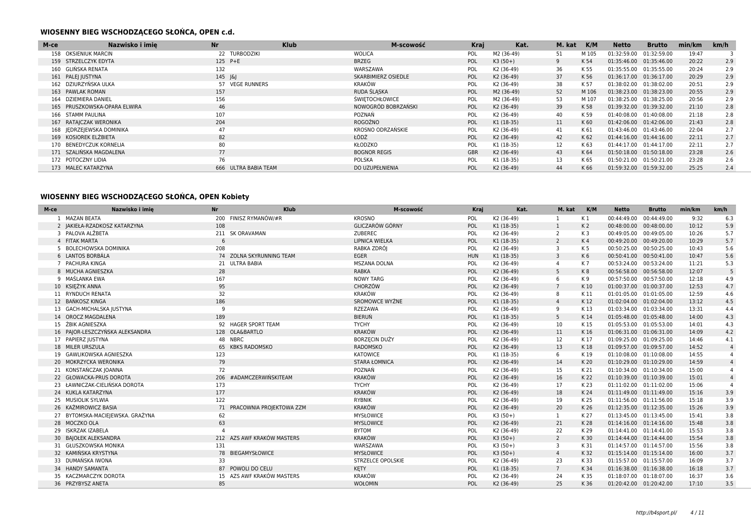## WIOSENNY BIEG WSCHODZĄCEGO SŁOŃCA, OPEN c.d.

| M-ce | Nazwisko i imię | Nr | Klub | M-scowość | Kraj | Kat. | M. kat | K/M | Netto | Brutto | min/km | km/h |
|---|---|---|---|---|---|---|---|---|---|---|---|---|
| 158 | OKSIENIUK MARCIN | 22 | TURBODZIKI | WOLICA | POL | M2 (36-49) | 51 | M 105 | 01:32:59.00 | 01:32:59.00 | 19:47 | 3 |
| 159 | STRZELCZYK EDYTA | 125 | P+E | BRZEG | POL | K3 (50+) | 9 | K 54 | 01:35:46.00 | 01:35:46.00 | 20:22 | 2.9 |
| 160 | GLIŃSKA RENATA | 132 | | WARSZAWA | POL | K2 (36-49) | 36 | K 55 | 01:35:55.00 | 01:35:55.00 | 20:24 | 2.9 |
| 161 | PALEJ JUSTYNA | 145 | J&J | SKARBIMIERZ OSIEDLE | POL | K2 (36-49) | 37 | K 56 | 01:36:17.00 | 01:36:17.00 | 20:29 | 2.9 |
| 162 | DZIURZYŃSKA ULKA | 57 | VEGE RUNNERS | KRAKÓW | POL | K2 (36-49) | 38 | K 57 | 01:38:02.00 | 01:38:02.00 | 20:51 | 2.9 |
| 163 | PAWLAK ROMAN | 157 | | RUDA ŚLĄSKA | POL | M2 (36-49) | 52 | M 106 | 01:38:23.00 | 01:38:23.00 | 20:55 | 2.9 |
| 164 | DZIEMIERA DANIEL | 156 | | ŚWIĘTOCHŁOWICE | POL | M2 (36-49) | 53 | M 107 | 01:38:25.00 | 01:38:25.00 | 20:56 | 2.9 |
| 165 | PRUSZKOWSKA-OPARA ELWIRA | 46 | | NOWOGRÓD BOBRZAŃSKI | POL | K2 (36-49) | 39 | K 58 | 01:39:32.00 | 01:39:32.00 | 21:10 | 2.8 |
| 166 | STAMM PAULINA | 107 | | POZNAŃ | POL | K2 (36-49) | 40 | K 59 | 01:40:08.00 | 01:40:08.00 | 21:18 | 2.8 |
| 167 | RATAJCZAK WERONIKA | 204 | | ROGOŻNO | POL | K1 (18-35) | 11 | K 60 | 01:42:06.00 | 01:42:06.00 | 21:43 | 2.8 |
| 168 | JĘDRZEJEWSKA DOMINIKA | 47 | | KROSNO ODRZAŃSKIE | POL | K2 (36-49) | 41 | K 61 | 01:43:46.00 | 01:43:46.00 | 22:04 | 2.7 |
| 169 | KOSIOREK ELŻBIETA | 82 | | ŁÓDŹ | POL | K2 (36-49) | 42 | K 62 | 01:44:16.00 | 01:44:16.00 | 22:11 | 2.7 |
| 170 | BENEDYCZUK KORNELIA | 80 | | KŁODZKO | POL | K1 (18-35) | 12 | K 63 | 01:44:17.00 | 01:44:17.00 | 22:11 | 2.7 |
| 171 | SZALIŃSKA MAGDALENA | 77 | | BOGNOR REGIS | GBR | K2 (36-49) | 43 | K 64 | 01:50:18.00 | 01:50:18.00 | 23:28 | 2.6 |
| 172 | POTOCZNY LIDIA | 76 | | POLSKA | POL | K1 (18-35) | 13 | K 65 | 01:50:21.00 | 01:50:21.00 | 23:28 | 2.6 |
| 173 | MALEC KATARZYNA | 666 | ULTRA BABIA TEAM | DO UZUPEŁNIENIA | POL | K2 (36-49) | 44 | K 66 | 01:59:32.00 | 01:59:32.00 | 25:25 | 2.4 |

## WIOSENNY BIEG WSCHODZĄCEGO SŁOŃCA, OPEN Kobiety

| M-ce | Nazwisko i imię | Nr | Klub | M-scowość | Kraj | Kat. | M. kat | K/M | Netto | Brutto | min/km | km/h |
|---|---|---|---|---|---|---|---|---|---|---|---|---|
| 1 | MAZAN BEATA | 200 | FINISZ RYMANÓW/#R | KROSNO | POL | K2 (36-49) | 1 | K 1 | 00:44:49.00 | 00:44:49.00 | 9:32 | 6.3 |
| 2 | JAKIEŁA-RZADKOSZ KATARZYNA | 108 | | GLICZARÓW GÓRNY | POL | K1 (18-35) | 1 | K 2 | 00:48:00.00 | 00:48:00.00 | 10:12 | 5.9 |
| 3 | PALOVA ALŽBETA | 211 | SK ORAVAMAN | ZUBEREC | POL | K2 (36-49) | 2 | K 3 | 00:49:05.00 | 00:49:05.00 | 10:26 | 5.7 |
| 4 | FITAK MARTA | 6 | | LIPNICA WIELKA | POL | K1 (18-35) | 2 | K 4 | 00:49:20.00 | 00:49:20.00 | 10:29 | 5.7 |
| 5 | BOLECHOWSKA DOMINIKA | 208 | | RABKA ZDRÓJ | POL | K2 (36-49) | 3 | K 5 | 00:50:25.00 | 00:50:25.00 | 10:43 | 5.6 |
| 6 | LANTOS BORBÁLA | 74 | ZOLNA SKYRUNNING TEAM | EGER | HUN | K1 (18-35) | 3 | K 6 | 00:50:41.00 | 00:50:41.00 | 10:47 | 5.6 |
| 7 | PACHURA KINGA | 21 | ULTRA BABIA | MSZANA DOLNA | POL | K2 (36-49) | 4 | K 7 | 00:53:24.00 | 00:53:24.00 | 11:21 | 5.3 |
| 8 | MUCHA AGNIESZKA | 28 | | RABKA | POL | K2 (36-49) | 5 | K 8 | 00:56:58.00 | 00:56:58.00 | 12:07 | 5 |
| 9 | MAŚLANKA EWA | 167 | | NOWY TARG | POL | K2 (36-49) | 6 | K 9 | 00:57:50.00 | 00:57:50.00 | 12:18 | 4.9 |
| 10 | KSIĘŻYK ANNA | 95 | | CHORZÓW | POL | K2 (36-49) | 7 | K 10 | 01:00:37.00 | 01:00:37.00 | 12:53 | 4.7 |
| 11 | RYNDUCH RENATA | 32 | | KRAKÓW | POL | K2 (36-49) | 8 | K 11 | 01:01:05.00 | 01:01:05.00 | 12:59 | 4.6 |
| 12 | BAŃKOSZ KINGA | 186 | | SROMOWCE WYŻNE | POL | K1 (18-35) | 4 | K 12 | 01:02:04.00 | 01:02:04.00 | 13:12 | 4.5 |
| 13 | GACH-MICHALSKA JUSTYNA | 9 | | RZEZAWA | POL | K2 (36-49) | 9 | K 13 | 01:03:34.00 | 01:03:34.00 | 13:31 | 4.4 |
| 14 | OROCZ MAGDALENA | 189 | | BIERUŃ | POL | K1 (18-35) | 5 | K 14 | 01:05:48.00 | 01:05:48.00 | 14:00 | 4.3 |
| 15 | ŻBIK AGNIESZKA | 92 | HAGER SPORT TEAM | TYCHY | POL | K2 (36-49) | 10 | K 15 | 01:05:53.00 | 01:05:53.00 | 14:01 | 4.3 |
| 16 | PAJOR-LESZCZYŃSKA ALEKSANDRA | 128 | OLA&BARTLO | KRAKÓW | POL | K2 (36-49) | 11 | K 16 | 01:06:31.00 | 01:06:31.00 | 14:09 | 4.2 |
| 17 | PAPIERZ JUSTYNA | 48 | NBRC | BORZĘCIN DUŻY | POL | K2 (36-49) | 12 | K 17 | 01:09:25.00 | 01:09:25.00 | 14:46 | 4.1 |
| 18 | MILER URSZULA | 65 | KBKS RADOMSKO | RADOMSKO | POL | K2 (36-49) | 13 | K 18 | 01:09:57.00 | 01:09:57.00 | 14:52 | 4 |
| 19 | GAWLIKOWSKA AGNIESZKA | 123 | | KATOWICE | POL | K1 (18-35) | 6 | K 19 | 01:10:08.00 | 01:10:08.00 | 14:55 | 4 |
| 20 | MOKRZYCKA WERONIKA | 79 | | STARA ŁOMNICA | POL | K2 (36-49) | 14 | K 20 | 01:10:29.00 | 01:10:29.00 | 14:59 | 4 |
| 21 | KONSTAŃCZAK JOANNA | 72 | | POZNAŃ | POL | K2 (36-49) | 15 | K 21 | 01:10:34.00 | 01:10:34.00 | 15:00 | 4 |
| 22 | GŁOWACKA-PRUS DOROTA | 206 | #ADAMCZERWIŃSKITEAM | KRAKÓW | POL | K2 (36-49) | 16 | K 22 | 01:10:39.00 | 01:10:39.00 | 15:01 | 4 |
| 23 | ŁAWNICZAK-CIELIŃSKA DOROTA | 173 | | TYCHY | POL | K2 (36-49) | 17 | K 23 | 01:11:02.00 | 01:11:02.00 | 15:06 | 4 |
| 24 | KUKLA KATARZYNA | 177 | | KRAKÓW | POL | K2 (36-49) | 18 | K 24 | 01:11:49.00 | 01:11:49.00 | 15:16 | 3.9 |
| 25 | MUSIOLIK SYLWIA | 122 | | RYBNIK | POL | K2 (36-49) | 19 | K 25 | 01:11:56.00 | 01:11:56.00 | 15:18 | 3.9 |
| 26 | KAŹMIROWICZ BASIA | 71 | PRACOWNIA PROJEKTOWA ZZM | KRAKÓW | POL | K2 (36-49) | 20 | K 26 | 01:12:35.00 | 01:12:35.00 | 15:26 | 3.9 |
| 27 | BYTOMSKA-MACIEJEWSKA. GRAŻYNA | 62 | | MYSŁOWICE | POL | K3 (50+) | 1 | K 27 | 01:13:45.00 | 01:13:45.00 | 15:41 | 3.8 |
| 28 | MOCZKO OLA | 63 | | MYSLOWICE | POL | K2 (36-49) | 21 | K 28 | 01:14:16.00 | 01:14:16.00 | 15:48 | 3.8 |
| 29 | ISKRZAK IZABELA | 4 | | BYTOM | POL | K2 (36-49) | 22 | K 29 | 01:14:41.00 | 01:14:41.00 | 15:53 | 3.8 |
| 30 | BAJOŁEK ALEKSANDRA | 212 | AZS AWF KRAKÓW MASTERS | KRAKÓW | POL | K3 (50+) | 2 | K 30 | 01:14:44.00 | 01:14:44.00 | 15:54 | 3.8 |
| 31 | GŁUSZKOWSKA MONIKA | 131 | | WARSZAWA | POL | K3 (50+) | 3 | K 31 | 01:14:57.00 | 01:14:57.00 | 15:56 | 3.8 |
| 32 | KAMIŃSKA KRYSTYNA | 78 | BIEGAMYSŁOWICE | MYSŁOWICE | POL | K3 (50+) | 4 | K 32 | 01:15:14.00 | 01:15:14.00 | 16:00 | 3.7 |
| 33 | DUMAŃSKA IWONA | 33 | | STRZELCE OPOLSKIE | POL | K2 (36-49) | 23 | K 33 | 01:15:57.00 | 01:15:57.00 | 16:09 | 3.7 |
| 34 | HANDY SAMANTA | 87 | POWOLI DO CELU | KĘTY | POL | K1 (18-35) | 7 | K 34 | 01:16:38.00 | 01:16:38.00 | 16:18 | 3.7 |
| 35 | KACZMARCZYK DOROTA | 15 | AZS AWF KRAKÓW MASTERS | KRAKÓW | POL | K2 (36-49) | 24 | K 35 | 01:18:07.00 | 01:18:07.00 | 16:37 | 3.6 |
| 36 | PRZYBYSZ ANETA | 85 | | WOŁOMIN | POL | K2 (36-49) | 25 | K 36 | 01:20:42.00 | 01:20:42.00 | 17:10 | 3.5 |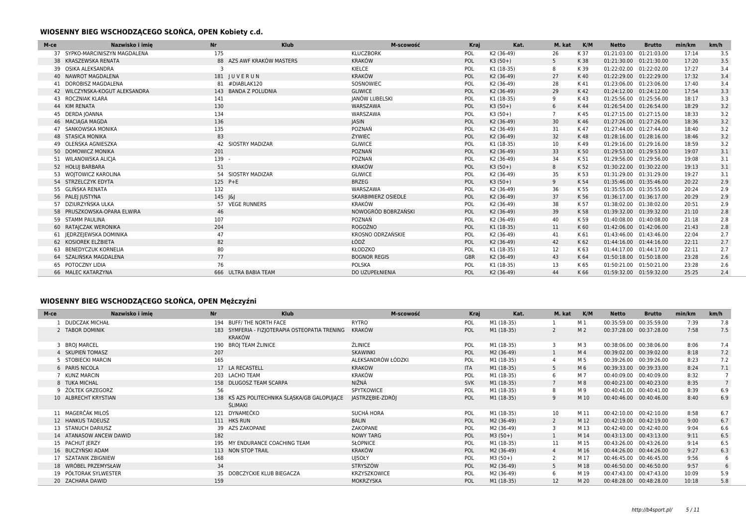## WIOSENNY BIEG WSCHODZĄCEGO SŁOŃCA, OPEN Kobiety c.d.

| M-ce | Nazwisko i imię | Nr | Klub | M-scowość | Kraj | Kat. | M. kat | K/M | Netto | Brutto | min/km | km/h |
|---|---|---|---|---|---|---|---|---|---|---|---|---|
| 37 | SYPKO-MARCINISZYN MAGDALENA | 175 | | KLUCZBORK | POL | K2 (36-49) | 26 | K 37 | 01:21:03.00 | 01:21:03.00 | 17:14 | 3.5 |
| 38 | KRASZEWSKA RENATA | 88 | AZS AWF KRAKÓW MASTERS | KRAKÓW | POL | K3 (50+) | 5 | K 38 | 01:21:30.00 | 01:21:30.00 | 17:20 | 3.5 |
| 39 | OSIKA ALEKSANDRA | 3 | | KIELCE | POL | K1 (18-35) | 8 | K 39 | 01:22:02.00 | 01:22:02.00 | 17:27 | 3.4 |
| 40 | NAWROT MAGDALENA | 181 | J U V E R U N | KRAKÓW | POL | K2 (36-49) | 27 | K 40 | 01:22:29.00 | 01:22:29.00 | 17:32 | 3.4 |
| 41 | DOROBISZ MAGDALENA | 81 | #DIABLAK120 | SOSNOWIEC | POL | K2 (36-49) | 28 | K 41 | 01:23:06.00 | 01:23:06.00 | 17:40 | 3.4 |
| 42 | WILCZYNSKA-KOGUT ALEKSANDRA | 143 | BANDA Z POLUDNIA | GLIWICE | POL | K2 (36-49) | 29 | K 42 | 01:24:12.00 | 01:24:12.00 | 17:54 | 3.3 |
| 43 | ROCZNIAK KLARA | 141 | | JANÓW LUBELSKI | POL | K1 (18-35) | 9 | K 43 | 01:25:56.00 | 01:25:56.00 | 18:17 | 3.3 |
| 44 | KIM RENATA | 130 | | WARSZAWA | POL | K3 (50+) | 6 | K 44 | 01:26:54.00 | 01:26:54.00 | 18:29 | 3.2 |
| 45 | DERDA JOANNA | 134 | | WARSZAWA | POL | K3 (50+) | 7 | K 45 | 01:27:15.00 | 01:27:15.00 | 18:33 | 3.2 |
| 46 | MACIĄGA MAGDA | 136 | | JASIN | POL | K2 (36-49) | 30 | K 46 | 01:27:26.00 | 01:27:26.00 | 18:36 | 3.2 |
| 47 | SANKOWSKA MONIKA | 135 | | POZNAŃ | POL | K2 (36-49) | 31 | K 47 | 01:27:44.00 | 01:27:44.00 | 18:40 | 3.2 |
| 48 | STASICA MONIKA | 83 | | ŻYWIEC | POL | K2 (36-49) | 32 | K 48 | 01:28:16.00 | 01:28:16.00 | 18:46 | 3.2 |
| 49 | OLEŃSKA AGNIESZKA | 42 | SIOSTRY MADIZAR | GLIWICE | POL | K1 (18-35) | 10 | K 49 | 01:29:16.00 | 01:29:16.00 | 18:59 | 3.2 |
| 50 | DOMOWICZ MONIKA | 201 | | POZNAŃ | POL | K2 (36-49) | 33 | K 50 | 01:29:53.00 | 01:29:53.00 | 19:07 | 3.1 |
| 51 | WILANOWSKA ALICJA | 139 | - | POZNAŃ | POL | K2 (36-49) | 34 | K 51 | 01:29:56.00 | 01:29:56.00 | 19:08 | 3.1 |
| 52 | HOŁUJ BARBARA | 51 | | KRAKÓW | POL | K3 (50+) | 8 | K 52 | 01:30:22.00 | 01:30:22.00 | 19:13 | 3.1 |
| 53 | WOJTOWICZ KAROLINA | 54 | SIOSTRY MADIZAR | GLIWICE | POL | K2 (36-49) | 35 | K 53 | 01:31:29.00 | 01:31:29.00 | 19:27 | 3.1 |
| 54 | STRZELCZYK EDYTA | 125 | P+E | BRZEG | POL | K3 (50+) | 9 | K 54 | 01:35:46.00 | 01:35:46.00 | 20:22 | 2.9 |
| 55 | GLIŃSKA RENATA | 132 | | WARSZAWA | POL | K2 (36-49) | 36 | K 55 | 01:35:55.00 | 01:35:55.00 | 20:24 | 2.9 |
| 56 | PALEJ JUSTYNA | 145 | J&J | SKARBIMIERZ OSIEDLE | POL | K2 (36-49) | 37 | K 56 | 01:36:17.00 | 01:36:17.00 | 20:29 | 2.9 |
| 57 | DZIURZYŃSKA ULKA | 57 | VEGE RUNNERS | KRAKÓW | POL | K2 (36-49) | 38 | K 57 | 01:38:02.00 | 01:38:02.00 | 20:51 | 2.9 |
| 58 | PRUSZKOWSKA-OPARA ELWIRA | 46 | | NOWOGRÓD BOBRZAŃSKI | POL | K2 (36-49) | 39 | K 58 | 01:39:32.00 | 01:39:32.00 | 21:10 | 2.8 |
| 59 | STAMM PAULINA | 107 | | POZNAŃ | POL | K2 (36-49) | 40 | K 59 | 01:40:08.00 | 01:40:08.00 | 21:18 | 2.8 |
| 60 | RATAJCZAK WERONIKA | 204 | | ROGOŻNO | POL | K1 (18-35) | 11 | K 60 | 01:42:06.00 | 01:42:06.00 | 21:43 | 2.8 |
| 61 | JĘDRZEJEWSKA DOMINIKA | 47 | | KROSNO ODRZAŃSKIE | POL | K2 (36-49) | 41 | K 61 | 01:43:46.00 | 01:43:46.00 | 22:04 | 2.7 |
| 62 | KOSIOREK ELŻBIETA | 82 | | ŁÓDŹ | POL | K2 (36-49) | 42 | K 62 | 01:44:16.00 | 01:44:16.00 | 22:11 | 2.7 |
| 63 | BENEDYCZUK KORNELIA | 80 | | KŁODZKO | POL | K1 (18-35) | 12 | K 63 | 01:44:17.00 | 01:44:17.00 | 22:11 | 2.7 |
| 64 | SZALIŃSKA MAGDALENA | 77 | | BOGNOR REGIS | GBR | K2 (36-49) | 43 | K 64 | 01:50:18.00 | 01:50:18.00 | 23:28 | 2.6 |
| 65 | POTOCZNY LIDIA | 76 | | POLSKA | POL | K1 (18-35) | 13 | K 65 | 01:50:21.00 | 01:50:21.00 | 23:28 | 2.6 |
| 66 | MALEC KATARZYNA | 666 | ULTRA BABIA TEAM | DO UZUPEŁNIENIA | POL | K2 (36-49) | 44 | K 66 | 01:59:32.00 | 01:59:32.00 | 25:25 | 2.4 |

## WIOSENNY BIEG WSCHODZĄCEGO SŁOŃCA, OPEN Mężczyźni

| M-ce | Nazwisko i imię | Nr | Klub | M-scowość | Kraj | Kat. | M. kat | K/M | Netto | Brutto | min/km | km/h |
|---|---|---|---|---|---|---|---|---|---|---|---|---|
| 1 | DUDCZAK MICHAŁ | 194 | BUFF/ THE NORTH FACE | RYTRO | POL | M1 (18-35) | 1 | M 1 | 00:35:59.00 | 00:35:59.00 | 7:39 | 7.8 |
| 2 | TABOR DOMINIK | 183 | SYMFERIA - FIZJOTERAPIA OSTEOPATIA TRENING KRAKÓW | KRAKÓW | POL | M1 (18-35) | 2 | M 2 | 00:37:28.00 | 00:37:28.00 | 7:58 | 7.5 |
| 3 | BROJ MARCEL | 190 | BROJ TEAM ŻLINICE | ŻLINICE | POL | M1 (18-35) | 3 | M 3 | 00:38:06.00 | 00:38:06.00 | 8:06 | 7.4 |
| 4 | SKUPIEŃ TOMASZ | 207 | | SKAWINKI | POL | M2 (36-49) | 1 | M 4 | 00:39:02.00 | 00:39:02.00 | 8:18 | 7.2 |
| 5 | STOBIECKI MARCIN | 165 | | ALEKSANDRÓW ŁÓDZKI | POL | M1 (18-35) | 4 | M 5 | 00:39:26.00 | 00:39:26.00 | 8:23 | 7.2 |
| 6 | PARIS NICOLA | 17 | LA RECASTELL | KRAKOW | ITA | M1 (18-35) | 5 | M 6 | 00:39:33.00 | 00:39:33.00 | 8:24 | 7.1 |
| 7 | KUNZ MARCIN | 203 | LACHO TEAM | KRAKÓW | POL | M1 (18-35) | 6 | M 7 | 00:40:09.00 | 00:40:09.00 | 8:32 | 7 |
| 8 | TUKA MICHAL | 158 | DLUGOSZ TEAM SCARPA | NIŽNÁ | SVK | M1 (18-35) | 7 | M 8 | 00:40:23.00 | 00:40:23.00 | 8:35 | 7 |
| 9 | ŻÓŁTEK GRZEGORZ | 56 | | SPYTKOWICE | POL | M1 (18-35) | 8 | M 9 | 00:40:41.00 | 00:40:41.00 | 8:39 | 6.9 |
| 10 | ALBRECHT KRYSTIAN | 138 | KŚ AZS POLITECHNIKA ŚLĄSKA/GB GALOPUJĄCE ŚLIMAKI | JASTRZĘBIE-ZDRÓJ | POL | M1 (18-35) | 9 | M 10 | 00:40:46.00 | 00:40:46.00 | 8:40 | 6.9 |
| 11 | MAGERČÁK MILOŠ | 121 | DYNAMEČKO | SUCHÁ HORA | POL | M1 (18-35) | 10 | M 11 | 00:42:10.00 | 00:42:10.00 | 8:58 | 6.7 |
| 12 | HANKUS TADEUSZ | 111 | HKS RUN | BALIN | POL | M2 (36-49) | 2 | M 12 | 00:42:19.00 | 00:42:19.00 | 9:00 | 6.7 |
| 13 | STANUCH DARIUSZ | 39 | AZS ZAKOPANE | ZAKOPANE | POL | M2 (36-49) | 3 | M 13 | 00:42:40.00 | 00:42:40.00 | 9:04 | 6.6 |
| 14 | ATANASOW ANCEW DAWID | 182 | | NOWY TARG | POL | M3 (50+) | 1 | M 14 | 00:43:13.00 | 00:43:13.00 | 9:11 | 6.5 |
| 15 | PACHUT JERZY | 195 | MY ENDURANCE COACHING TEAM | SŁOPNICE | POL | M1 (18-35) | 11 | M 15 | 00:43:26.00 | 00:43:26.00 | 9:14 | 6.5 |
| 16 | BUCZYŃSKI ADAM | 113 | NON STOP TRAIL | KRAKÓW | POL | M2 (36-49) | 4 | M 16 | 00:44:26.00 | 00:44:26.00 | 9:27 | 6.3 |
| 17 | SZATANIK ZBIGNIEW | 168 | | UJSOŁY | POL | M3 (50+) | 2 | M 17 | 00:46:45.00 | 00:46:45.00 | 9:56 | 6 |
| 18 | WRÓBEL PRZEMYSŁAW | 34 | | STRYSZÓW | POL | M2 (36-49) | 5 | M 18 | 00:46:50.00 | 00:46:50.00 | 9:57 | 6 |
| 19 | PÓŁTORAK SYLWESTER | 35 | DOBCZYCKIE KLUB BIEGACZA | KRZYSZKOWICE | POL | M2 (36-49) | 6 | M 19 | 00:47:43.00 | 00:47:43.00 | 10:09 | 5.9 |
| 20 | ZACHARA DAWID | 159 | | MOKRZYSKA | POL | M1 (18-35) | 12 | M 20 | 00:48:28.00 | 00:48:28.00 | 10:18 | 5.8 |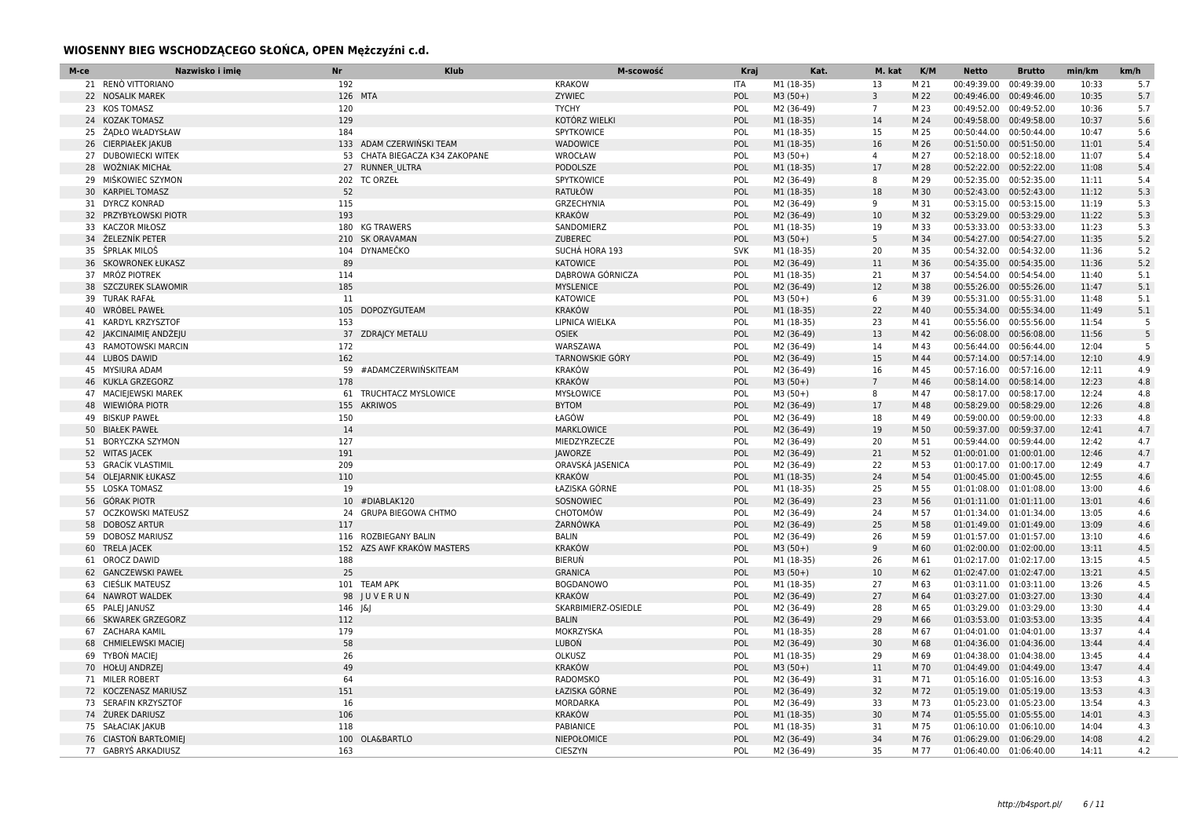## WIOSENNY BIEG WSCHODZĄCEGO SŁOŃCA, OPEN Mężczyźni c.d.

| M-ce | Nazwisko i imię | Nr | Klub | M-scowość | Kraj | Kat. | M. kat | K/M | Netto | Brutto | min/km | km/h |
|---|---|---|---|---|---|---|---|---|---|---|---|---|
| 21 | RENÓ VITTORIANO | 192 | | KRAKOW | ITA | M1 (18-35) | 13 | M 21 | 00:49:39.00 | 00:49:39.00 | 10:33 | 5.7 |
| 22 | NOSALIK MAREK | 126 | MTA | ZYWIEC | POL | M3 (50+) | 3 | M 22 | 00:49:46.00 | 00:49:46.00 | 10:35 | 5.7 |
| 23 | KOS TOMASZ | 120 | | TYCHY | POL | M2 (36-49) | 7 | M 23 | 00:49:52.00 | 00:49:52.00 | 10:36 | 5.7 |
| 24 | KOZAK TOMASZ | 129 | | KOTÓRZ WIELKI | POL | M1 (18-35) | 14 | M 24 | 00:49:58.00 | 00:49:58.00 | 10:37 | 5.6 |
| 25 | ŻĄDŁO WŁADYSŁAW | 184 | | SPYTKOWICE | POL | M1 (18-35) | 15 | M 25 | 00:50:44.00 | 00:50:44.00 | 10:47 | 5.6 |
| 26 | CIERPIAŁEK JAKUB | 133 | ADAM CZERWIŃSKI TEAM | WADOWICE | POL | M1 (18-35) | 16 | M 26 | 00:51:50.00 | 00:51:50.00 | 11:01 | 5.4 |
| 27 | DUBOWIECKI WITEK | 53 | CHATA BIEGACZA K34 ZAKOPANE | WROCŁAW | POL | M3 (50+) | 4 | M 27 | 00:52:18.00 | 00:52:18.00 | 11:07 | 5.4 |
| 28 | WOŹNIAK MICHAŁ | 27 | RUNNER_ULTRA | PODOLSZE | POL | M1 (18-35) | 17 | M 28 | 00:52:22.00 | 00:52:22.00 | 11:08 | 5.4 |
| 29 | MIŚKOWIEC SZYMON | 202 | TC ORZEŁ | SPYTKOWICE | POL | M2 (36-49) | 8 | M 29 | 00:52:35.00 | 00:52:35.00 | 11:11 | 5.4 |
| 30 | KARPIEL TOMASZ | 52 | | RATUŁÓW | POL | M1 (18-35) | 18 | M 30 | 00:52:43.00 | 00:52:43.00 | 11:12 | 5.3 |
| 31 | DYRCZ KONRAD | 115 | | GRZECHYNIA | POL | M2 (36-49) | 9 | M 31 | 00:53:15.00 | 00:53:15.00 | 11:19 | 5.3 |
| 32 | PRZYBYŁOWSKI PIOTR | 193 | | KRAKÓW | POL | M2 (36-49) | 10 | M 32 | 00:53:29.00 | 00:53:29.00 | 11:22 | 5.3 |
| 33 | KACZOR MIŁOSZ | 180 | KG TRAWERS | SANDOMIERZ | POL | M1 (18-35) | 19 | M 33 | 00:53:33.00 | 00:53:33.00 | 11:23 | 5.3 |
| 34 | ŽELEZNÍK PETER | 210 | SK ORAVAMAN | ZUBEREC | POL | M3 (50+) | 5 | M 34 | 00:54:27.00 | 00:54:27.00 | 11:35 | 5.2 |
| 35 | ŠPRLAK MILOŠ | 104 | DYNAMEČKO | SUCHÁ HORA 193 | SVK | M1 (18-35) | 20 | M 35 | 00:54:32.00 | 00:54:32.00 | 11:36 | 5.2 |
| 36 | SKOWRONEK ŁUKASZ | 89 | | KATOWICE | POL | M2 (36-49) | 11 | M 36 | 00:54:35.00 | 00:54:35.00 | 11:36 | 5.2 |
| 37 | MRÓZ PIOTREK | 114 | | DĄBROWA GÓRNICZA | POL | M1 (18-35) | 21 | M 37 | 00:54:54.00 | 00:54:54.00 | 11:40 | 5.1 |
| 38 | SZCZUREK SLAWOMIR | 185 | | MYSLENICE | POL | M2 (36-49) | 12 | M 38 | 00:55:26.00 | 00:55:26.00 | 11:47 | 5.1 |
| 39 | TURAK RAFAŁ | 11 | | KATOWICE | POL | M3 (50+) | 6 | M 39 | 00:55:31.00 | 00:55:31.00 | 11:48 | 5.1 |
| 40 | WRÓBEL PAWEŁ | 105 | DOPOZYGUTEAM | KRAKÓW | POL | M1 (18-35) | 22 | M 40 | 00:55:34.00 | 00:55:34.00 | 11:49 | 5.1 |
| 41 | KARDYL KRZYSZTOF | 153 | | LIPNICA WIELKA | POL | M1 (18-35) | 23 | M 41 | 00:55:56.00 | 00:55:56.00 | 11:54 | 5 |
| 42 | JAKCINAIMIĘ ANDŻEJU | 37 | ZDRAJCY METALU | OSIEK | POL | M2 (36-49) | 13 | M 42 | 00:56:08.00 | 00:56:08.00 | 11:56 | 5 |
| 43 | RAMOTOWSKI MARCIN | 172 | | WARSZAWA | POL | M2 (36-49) | 14 | M 43 | 00:56:44.00 | 00:56:44.00 | 12:04 | 5 |
| 44 | LUBOS DAWID | 162 | | TARNOWSKIE GÓRY | POL | M2 (36-49) | 15 | M 44 | 00:57:14.00 | 00:57:14.00 | 12:10 | 4.9 |
| 45 | MYSIURA ADAM | 59 | #ADAMCZERWIŃSKITEAM | KRAKÓW | POL | M2 (36-49) | 16 | M 45 | 00:57:16.00 | 00:57:16.00 | 12:11 | 4.9 |
| 46 | KUKLA GRZEGORZ | 178 | | KRAKÓW | POL | M3 (50+) | 7 | M 46 | 00:58:14.00 | 00:58:14.00 | 12:23 | 4.8 |
| 47 | MACIEJEWSKI MAREK | 61 | TRUCHTACZ MYSLOWICE | MYSŁOWICE | POL | M3 (50+) | 8 | M 47 | 00:58:17.00 | 00:58:17.00 | 12:24 | 4.8 |
| 48 | WIEWIÓRA PIOTR | 155 | AKRIWOS | BYTOM | POL | M2 (36-49) | 17 | M 48 | 00:58:29.00 | 00:58:29.00 | 12:26 | 4.8 |
| 49 | BISKUP PAWEŁ | 150 | | ŁAGÓW | POL | M2 (36-49) | 18 | M 49 | 00:59:00.00 | 00:59:00.00 | 12:33 | 4.8 |
| 50 | BIAŁEK PAWEŁ | 14 | | MARKLOWICE | POL | M2 (36-49) | 19 | M 50 | 00:59:37.00 | 00:59:37.00 | 12:41 | 4.7 |
| 51 | BORYCZKA SZYMON | 127 | | MIEDZYRZECZE | POL | M2 (36-49) | 20 | M 51 | 00:59:44.00 | 00:59:44.00 | 12:42 | 4.7 |
| 52 | WITAS JACEK | 191 | | JAWORZE | POL | M2 (36-49) | 21 | M 52 | 01:00:01.00 | 01:00:01.00 | 12:46 | 4.7 |
| 53 | GRACÍK VLASTIMIL | 209 | | ORAVSKÁ JASENICA | POL | M2 (36-49) | 22 | M 53 | 01:00:17.00 | 01:00:17.00 | 12:49 | 4.7 |
| 54 | OLEJARNIK ŁUKASZ | 110 | | KRAKÓW | POL | M1 (18-35) | 24 | M 54 | 01:00:45.00 | 01:00:45.00 | 12:55 | 4.6 |
| 55 | LOSKA TOMASZ | 19 | | ŁAZISKA GÓRNE | POL | M1 (18-35) | 25 | M 55 | 01:01:08.00 | 01:01:08.00 | 13:00 | 4.6 |
| 56 | GÓRAK PIOTR | 10 | #DIABLAK120 | SOSNOWIEC | POL | M2 (36-49) | 23 | M 56 | 01:01:11.00 | 01:01:11.00 | 13:01 | 4.6 |
| 57 | OCZKOWSKI MATEUSZ | 24 | GRUPA BIEGOWA CHTMO | CHOTOMÓW | POL | M2 (36-49) | 24 | M 57 | 01:01:34.00 | 01:01:34.00 | 13:05 | 4.6 |
| 58 | DOBOSZ ARTUR | 117 | | ŻARNÓWKA | POL | M2 (36-49) | 25 | M 58 | 01:01:49.00 | 01:01:49.00 | 13:09 | 4.6 |
| 59 | DOBOSZ MARIUSZ | 116 | ROZBIEGANY BALIN | BALIN | POL | M2 (36-49) | 26 | M 59 | 01:01:57.00 | 01:01:57.00 | 13:10 | 4.6 |
| 60 | TRELA JACEK | 152 | AZS AWF KRAKÓW MASTERS | KRAKÓW | POL | M3 (50+) | 9 | M 60 | 01:02:00.00 | 01:02:00.00 | 13:11 | 4.5 |
| 61 | OROCZ DAWID | 188 | | BIERUŃ | POL | M1 (18-35) | 26 | M 61 | 01:02:17.00 | 01:02:17.00 | 13:15 | 4.5 |
| 62 | GANCZEWSKI PAWEŁ | 25 | | GRANICA | POL | M3 (50+) | 10 | M 62 | 01:02:47.00 | 01:02:47.00 | 13:21 | 4.5 |
| 63 | CIEŚLIK MATEUSZ | 101 | TEAM APK | BOGDANOWO | POL | M1 (18-35) | 27 | M 63 | 01:03:11.00 | 01:03:11.00 | 13:26 | 4.5 |
| 64 | NAWROT WALDEK | 98 | J U V E R U N | KRAKÓW | POL | M2 (36-49) | 27 | M 64 | 01:03:27.00 | 01:03:27.00 | 13:30 | 4.4 |
| 65 | PALEJ JANUSZ | 146 | J&J | SKARBIMIERZ-OSIEDLE | POL | M2 (36-49) | 28 | M 65 | 01:03:29.00 | 01:03:29.00 | 13:30 | 4.4 |
| 66 | SKWAREK GRZEGORZ | 112 | | BALIN | POL | M2 (36-49) | 29 | M 66 | 01:03:53.00 | 01:03:53.00 | 13:35 | 4.4 |
| 67 | ZACHARA KAMIL | 179 | | MOKRZYSKA | POL | M1 (18-35) | 28 | M 67 | 01:04:01.00 | 01:04:01.00 | 13:37 | 4.4 |
| 68 | CHMIELEWSKI MACIEJ | 58 | | LUBOŃ | POL | M2 (36-49) | 30 | M 68 | 01:04:36.00 | 01:04:36.00 | 13:44 | 4.4 |
| 69 | TYBOŃ MACIEJ | 26 | | OLKUSZ | POL | M1 (18-35) | 29 | M 69 | 01:04:38.00 | 01:04:38.00 | 13:45 | 4.4 |
| 70 | HOŁUJ ANDRZEJ | 49 | | KRAKÓW | POL | M3 (50+) | 11 | M 70 | 01:04:49.00 | 01:04:49.00 | 13:47 | 4.4 |
| 71 | MILER ROBERT | 64 | | RADOMSKO | POL | M2 (36-49) | 31 | M 71 | 01:05:16.00 | 01:05:16.00 | 13:53 | 4.3 |
| 72 | KOCZENASZ MARIUSZ | 151 | | ŁAZISKA GÓRNE | POL | M2 (36-49) | 32 | M 72 | 01:05:19.00 | 01:05:19.00 | 13:53 | 4.3 |
| 73 | SERAFIN KRZYSZTOF | 16 | | MORDARKA | POL | M2 (36-49) | 33 | M 73 | 01:05:23.00 | 01:05:23.00 | 13:54 | 4.3 |
| 74 | ŻUREK DARIUSZ | 106 | | KRAKÓW | POL | M1 (18-35) | 30 | M 74 | 01:05:55.00 | 01:05:55.00 | 14:01 | 4.3 |
| 75 | SAŁACIAK JAKUB | 118 | | PABIANICE | POL | M1 (18-35) | 31 | M 75 | 01:06:10.00 | 01:06:10.00 | 14:04 | 4.3 |
| 76 | CIASTOŃ BARTŁOMIEJ | 100 | OLA&BARTLO | NIEPOŁOMICE | POL | M2 (36-49) | 34 | M 76 | 01:06:29.00 | 01:06:29.00 | 14:08 | 4.2 |
| 77 | GABRYŚ ARKADIUSZ | 163 | | CIESZYN | POL | M2 (36-49) | 35 | M 77 | 01:06:40.00 | 01:06:40.00 | 14:11 | 4.2 |

http://b4sport.pl/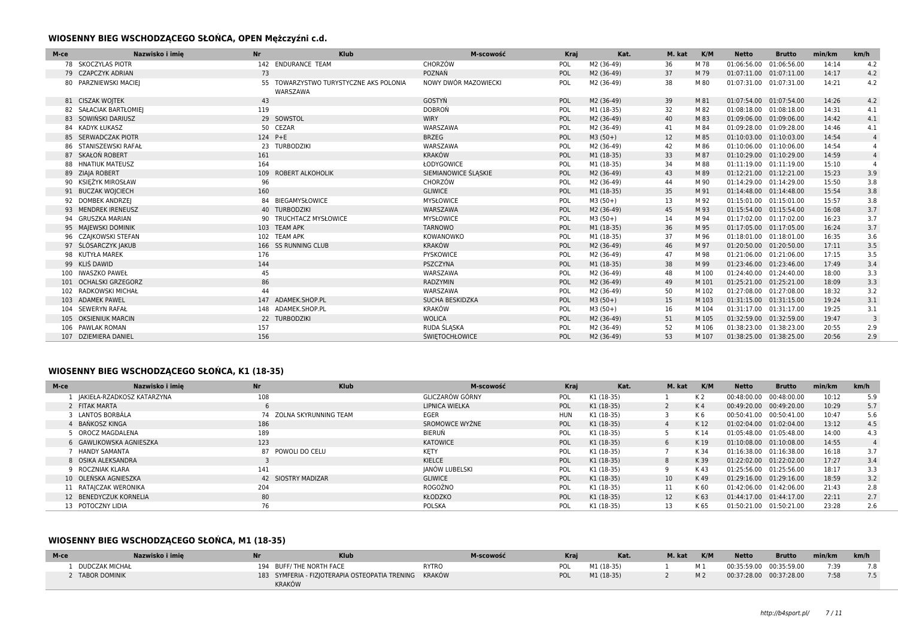## WIOSENNY BIEG WSCHODZĄCEGO SŁOŃCA, OPEN Mężczyźni c.d.

| M-ce | Nazwisko i imię | Nr | Klub | M-scowość | Kraj | Kat. | M. kat | K/M | Netto | Brutto | min/km | km/h |
|---|---|---|---|---|---|---|---|---|---|---|---|---|
| 78 | SKOCZYLAS PIOTR | 142 | ENDURANCE TEAM | CHORZÓW | POL | M2 (36-49) | 36 | M 78 | 01:06:56.00 | 01:06:56.00 | 14:14 | 4.2 |
| 79 | CZAPCZYK ADRIAN | 73 | | POZNAŃ | POL | M2 (36-49) | 37 | M 79 | 01:07:11.00 | 01:07:11.00 | 14:17 | 4.2 |
| 80 | PARZNIEWSKI MACIEJ | 55 | TOWARZYSTWO TURYSTYCZNE AKS POLONIA WARSZAWA | NOWY DWÓR MAZOWIECKI | POL | M2 (36-49) | 38 | M 80 | 01:07:31.00 | 01:07:31.00 | 14:21 | 4.2 |
| 81 | CISZAK WOJTEK | 43 | | GOSTYŃ | POL | M2 (36-49) | 39 | M 81 | 01:07:54.00 | 01:07:54.00 | 14:26 | 4.2 |
| 82 | SAŁACIAK BARTŁOMIEJ | 119 | | DOBROŃ | POL | M1 (18-35) | 32 | M 82 | 01:08:18.00 | 01:08:18.00 | 14:31 | 4.1 |
| 83 | SOWIŃSKI DARIUSZ | 29 | SOWSTOL | WIRY | POL | M2 (36-49) | 40 | M 83 | 01:09:06.00 | 01:09:06.00 | 14:42 | 4.1 |
| 84 | KADYK ŁUKASZ | 50 | CEZAR | WARSZAWA | POL | M2 (36-49) | 41 | M 84 | 01:09:28.00 | 01:09:28.00 | 14:46 | 4.1 |
| 85 | SERWADCZAK PIOTR | 124 | P+E | BRZEG | POL | M3 (50+) | 12 | M 85 | 01:10:03.00 | 01:10:03.00 | 14:54 | 4 |
| 86 | STANISZEWSKI RAFAŁ | 23 | TURBODZIKI | WARSZAWA | POL | M2 (36-49) | 42 | M 86 | 01:10:06.00 | 01:10:06.00 | 14:54 | 4 |
| 87 | SKAŁOŃ ROBERT | 161 | | KRAKÓW | POL | M1 (18-35) | 33 | M 87 | 01:10:29.00 | 01:10:29.00 | 14:59 | 4 |
| 88 | HNATIUK MATEUSZ | 164 | | ŁODYGOWICE | POL | M1 (18-35) | 34 | M 88 | 01:11:19.00 | 01:11:19.00 | 15:10 | 4 |
| 89 | ZIAJA ROBERT | 109 | ROBERT ALKOHOLIK | SIEMIANOWICE ŚLĄSKIE | POL | M2 (36-49) | 43 | M 89 | 01:12:21.00 | 01:12:21.00 | 15:23 | 3.9 |
| 90 | KSIĘŻYK MIROSŁAW | 96 | | CHORZÓW | POL | M2 (36-49) | 44 | M 90 | 01:14:29.00 | 01:14:29.00 | 15:50 | 3.8 |
| 91 | BUCZAK WOJCIECH | 160 | | GLIWICE | POL | M1 (18-35) | 35 | M 91 | 01:14:48.00 | 01:14:48.00 | 15:54 | 3.8 |
| 92 | DOMBEK ANDRZEJ | 84 | BIEGAMYSŁOWICE | MYSŁOWICE | POL | M3 (50+) | 13 | M 92 | 01:15:01.00 | 01:15:01.00 | 15:57 | 3.8 |
| 93 | MENDREK IRENEUSZ | 40 | TURBODZIKI | WARSZAWA | POL | M2 (36-49) | 45 | M 93 | 01:15:54.00 | 01:15:54.00 | 16:08 | 3.7 |
| 94 | GRUSZKA MARIAN | 90 | TRUCHTACZ MYSŁOWICE | MYSŁOWICE | POL | M3 (50+) | 14 | M 94 | 01:17:02.00 | 01:17:02.00 | 16:23 | 3.7 |
| 95 | MAJEWSKI DOMINIK | 103 | TEAM APK | TARNOWO | POL | M1 (18-35) | 36 | M 95 | 01:17:05.00 | 01:17:05.00 | 16:24 | 3.7 |
| 96 | CZAJKOWSKI STEFAN | 102 | TEAM APK | KOWANOWKO | POL | M1 (18-35) | 37 | M 96 | 01:18:01.00 | 01:18:01.00 | 16:35 | 3.6 |
| 97 | ŚLÓSARCZYK JAKUB | 166 | SS RUNNING CLUB | KRAKÓW | POL | M2 (36-49) | 46 | M 97 | 01:20:50.00 | 01:20:50.00 | 17:11 | 3.5 |
| 98 | KUTYŁA MAREK | 176 | | PYSKOWICE | POL | M2 (36-49) | 47 | M 98 | 01:21:06.00 | 01:21:06.00 | 17:15 | 3.5 |
| 99 | KLIŚ DAWID | 144 | | PSZCZYNA | POL | M1 (18-35) | 38 | M 99 | 01:23:46.00 | 01:23:46.00 | 17:49 | 3.4 |
| 100 | IWASZKO PAWEŁ | 45 | | WARSZAWA | POL | M2 (36-49) | 48 | M 100 | 01:24:40.00 | 01:24:40.00 | 18:00 | 3.3 |
| 101 | OCHALSKI GRZEGORZ | 86 | | RADZYMIN | POL | M2 (36-49) | 49 | M 101 | 01:25:21.00 | 01:25:21.00 | 18:09 | 3.3 |
| 102 | RADKOWSKI MICHAŁ | 44 | | WARSZAWA | POL | M2 (36-49) | 50 | M 102 | 01:27:08.00 | 01:27:08.00 | 18:32 | 3.2 |
| 103 | ADAMEK PAWEL | 147 | ADAMEK.SHOP.PL | SUCHA BESKIDZKA | POL | M3 (50+) | 15 | M 103 | 01:31:15.00 | 01:31:15.00 | 19:24 | 3.1 |
| 104 | SEWERYN RAFAŁ | 148 | ADAMEK.SHOP.PL | KRAKÓW | POL | M3 (50+) | 16 | M 104 | 01:31:17.00 | 01:31:17.00 | 19:25 | 3.1 |
| 105 | OKSIENIUK MARCIN | 22 | TURBODZIKI | WOLICA | POL | M2 (36-49) | 51 | M 105 | 01:32:59.00 | 01:32:59.00 | 19:47 | 3 |
| 106 | PAWLAK ROMAN | 157 | | RUDA ŚLĄSKA | POL | M2 (36-49) | 52 | M 106 | 01:38:23.00 | 01:38:23.00 | 20:55 | 2.9 |
| 107 | DZIEMIERA DANIEL | 156 | | ŚWIĘTOCHŁOWICE | POL | M2 (36-49) | 53 | M 107 | 01:38:25.00 | 01:38:25.00 | 20:56 | 2.9 |

## WIOSENNY BIEG WSCHODZĄCEGO SŁOŃCA, K1 (18-35)

| M-ce | Nazwisko i imię | Nr | Klub | M-scowość | Kraj | Kat. | M. kat | K/M | Netto | Brutto | min/km | km/h |
|---|---|---|---|---|---|---|---|---|---|---|---|---|
| 1 | JAKIEŁA-RZADKOSZ KATARZYNA | 108 | | GLICZARÓW GÓRNY | POL | K1 (18-35) | 1 | K 2 | 00:48:00.00 | 00:48:00.00 | 10:12 | 5.9 |
| 2 | FITAK MARTA | 6 | | LIPNICA WIELKA | POL | K1 (18-35) | 2 | K 4 | 00:49:20.00 | 00:49:20.00 | 10:29 | 5.7 |
| 3 | LANTOS BORBÁLA | 74 | ZOLNA SKYRUNNING TEAM | EGER | HUN | K1 (18-35) | 3 | K 6 | 00:50:41.00 | 00:50:41.00 | 10:47 | 5.6 |
| 4 | BAŃKOSZ KINGA | 186 | | SROMOWCE WYŻNE | POL | K1 (18-35) | 4 | K 12 | 01:02:04.00 | 01:02:04.00 | 13:12 | 4.5 |
| 5 | OROCZ MAGDALENA | 189 | | BIERUŃ | POL | K1 (18-35) | 5 | K 14 | 01:05:48.00 | 01:05:48.00 | 14:00 | 4.3 |
| 6 | GAWLIKOWSKA AGNIESZKA | 123 | | KATOWICE | POL | K1 (18-35) | 6 | K 19 | 01:10:08.00 | 01:10:08.00 | 14:55 | 4 |
| 7 | HANDY SAMANTA | 87 | POWOLI DO CELU | KĘTY | POL | K1 (18-35) | 7 | K 34 | 01:16:38.00 | 01:16:38.00 | 16:18 | 3.7 |
| 8 | OSIKA ALEKSANDRA | 3 | | KIELCE | POL | K1 (18-35) | 8 | K 39 | 01:22:02.00 | 01:22:02.00 | 17:27 | 3.4 |
| 9 | ROCZNIAK KLARA | 141 | | JANÓW LUBELSKI | POL | K1 (18-35) | 9 | K 43 | 01:25:56.00 | 01:25:56.00 | 18:17 | 3.3 |
| 10 | OLEŃSKA AGNIESZKA | 42 | SIOSTRY MADIZAR | GLIWICE | POL | K1 (18-35) | 10 | K 49 | 01:29:16.00 | 01:29:16.00 | 18:59 | 3.2 |
| 11 | RATAJCZAK WERONIKA | 204 | | ROGOŹNO | POL | K1 (18-35) | 11 | K 60 | 01:42:06.00 | 01:42:06.00 | 21:43 | 2.8 |
| 12 | BENEDYCZUK KORNELIA | 80 | | KŁODZKO | POL | K1 (18-35) | 12 | K 63 | 01:44:17.00 | 01:44:17.00 | 22:11 | 2.7 |
| 13 | POTOCZNY LIDIA | 76 | | POLSKA | POL | K1 (18-35) | 13 | K 65 | 01:50:21.00 | 01:50:21.00 | 23:28 | 2.6 |

## WIOSENNY BIEG WSCHODZĄCEGO SŁOŃCA, M1 (18-35)

| M-ce | Nazwisko i imię | Nr | Klub | M-scowość | Kraj | Kat. | M. kat | K/M | Netto | Brutto | min/km | km/h |
|---|---|---|---|---|---|---|---|---|---|---|---|---|
| 1 | DUDCZAK MICHAŁ | 194 | BUFF/ THE NORTH FACE | RYTRO | POL | M1 (18-35) | 1 | M 1 | 00:35:59.00 | 00:35:59.00 | 7:39 | 7.8 |
| 2 | TABOR DOMINIK | 183 | SYMFERIA - FIZJOTERAPIA OSTEOPATIA TRENING KRAKÓW | KRAKÓW | POL | M1 (18-35) | 2 | M 2 | 00:37:28.00 | 00:37:28.00 | 7:58 | 7.5 |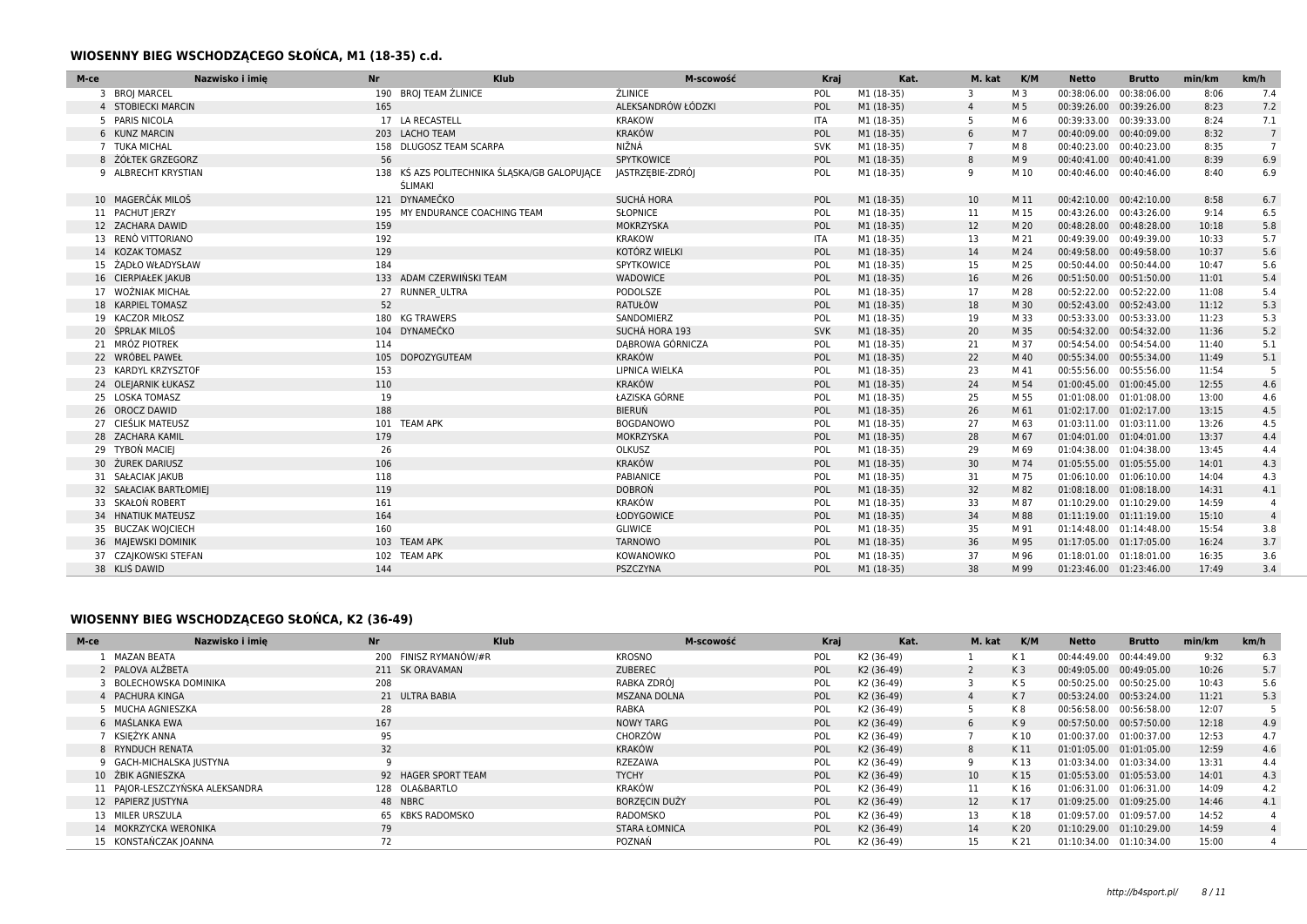## WIOSENNY BIEG WSCHODZĄCEGO SŁOŃCA, M1 (18-35) c.d.

| M-ce | Nazwisko i imię | Nr | Klub | M-scowość | Kraj | Kat. | M. kat | K/M | Netto | Brutto | min/km | km/h |
|---|---|---|---|---|---|---|---|---|---|---|---|---|
| 3 | BROJ MARCEL | 190 | BROJ TEAM ŻLINICE | ŻLINICE | POL | M1 (18-35) | 3 | M 3 | 00:38:06.00 | 00:38:06.00 | 8:06 | 7.4 |
| 4 | STOBIECKI MARCIN | 165 | | ALEKSANDRÓW ŁÓDZKI | POL | M1 (18-35) | 4 | M 5 | 00:39:26.00 | 00:39:26.00 | 8:23 | 7.2 |
| 5 | PARIS NICOLA | 17 | LA RECASTELL | KRAKOW | ITA | M1 (18-35) | 5 | M 6 | 00:39:33.00 | 00:39:33.00 | 8:24 | 7.1 |
| 6 | KUNZ MARCIN | 203 | LACHO TEAM | KRAKÓW | POL | M1 (18-35) | 6 | M 7 | 00:40:09.00 | 00:40:09.00 | 8:32 | 7 |
| 7 | TUKA MICHAL | 158 | DLUGOSZ TEAM SCARPA | NIŽNÁ | SVK | M1 (18-35) | 7 | M 8 | 00:40:23.00 | 00:40:23.00 | 8:35 | 7 |
| 8 | ŻÓŁTEK GRZEGORZ | 56 | | SPYTKOWICE | POL | M1 (18-35) | 8 | M 9 | 00:40:41.00 | 00:40:41.00 | 8:39 | 6.9 |
| 9 | ALBRECHT KRYSTIAN | 138 | KŚ AZS POLITECHNIKA ŚLĄSKA/GB GALOPUJĄCE ŚLIMAKI | JASTRZĘBIE-ZDRÓJ | POL | M1 (18-35) | 9 | M 10 | 00:40:46.00 | 00:40:46.00 | 8:40 | 6.9 |
| 10 | MAGERČÁK MILOŠ | 121 | DYNAMEČKO | SUCHÁ HORA | POL | M1 (18-35) | 10 | M 11 | 00:42:10.00 | 00:42:10.00 | 8:58 | 6.7 |
| 11 | PACHUT JERZY | 195 | MY ENDURANCE COACHING TEAM | SŁOPNICE | POL | M1 (18-35) | 11 | M 15 | 00:43:26.00 | 00:43:26.00 | 9:14 | 6.5 |
| 12 | ZACHARA DAWID | 159 | | MOKRZYSKA | POL | M1 (18-35) | 12 | M 20 | 00:48:28.00 | 00:48:28.00 | 10:18 | 5.8 |
| 13 | RENÒ VITTORIANO | 192 | | KRAKOW | ITA | M1 (18-35) | 13 | M 21 | 00:49:39.00 | 00:49:39.00 | 10:33 | 5.7 |
| 14 | KOZAK TOMASZ | 129 | | KOTÓRZ WIELKI | POL | M1 (18-35) | 14 | M 24 | 00:49:58.00 | 00:49:58.00 | 10:37 | 5.6 |
| 15 | ŻĄDŁO WŁADYSŁAW | 184 | | SPYTKOWICE | POL | M1 (18-35) | 15 | M 25 | 00:50:44.00 | 00:50:44.00 | 10:47 | 5.6 |
| 16 | CIERPIAŁEK JAKUB | 133 | ADAM CZERWIŃSKI TEAM | WADOWICE | POL | M1 (18-35) | 16 | M 26 | 00:51:50.00 | 00:51:50.00 | 11:01 | 5.4 |
| 17 | WOŹNIAK MICHAŁ | 27 | RUNNER_ULTRA | PODOLSZE | POL | M1 (18-35) | 17 | M 28 | 00:52:22.00 | 00:52:22.00 | 11:08 | 5.4 |
| 18 | KARPIEL TOMASZ | 52 | | RATUŁÓW | POL | M1 (18-35) | 18 | M 30 | 00:52:43.00 | 00:52:43.00 | 11:12 | 5.3 |
| 19 | KACZOR MIŁOSZ | 180 | KG TRAWERS | SANDOMIERZ | POL | M1 (18-35) | 19 | M 33 | 00:53:33.00 | 00:53:33.00 | 11:23 | 5.3 |
| 20 | ŠPRLAK MILOŠ | 104 | DYNAMEČKO | SUCHÁ HORA 193 | SVK | M1 (18-35) | 20 | M 35 | 00:54:32.00 | 00:54:32.00 | 11:36 | 5.2 |
| 21 | MRÓZ PIOTREK | 114 | | DĄBROWA GÓRNICZA | POL | M1 (18-35) | 21 | M 37 | 00:54:54.00 | 00:54:54.00 | 11:40 | 5.1 |
| 22 | WRÓBEL PAWEŁ | 105 | DOPOZYGUTEAM | KRAKÓW | POL | M1 (18-35) | 22 | M 40 | 00:55:34.00 | 00:55:34.00 | 11:49 | 5.1 |
| 23 | KARDYL KRZYSZTOF | 153 | | LIPNICA WIELKA | POL | M1 (18-35) | 23 | M 41 | 00:55:56.00 | 00:55:56.00 | 11:54 | 5 |
| 24 | OLEJARNIK ŁUKASZ | 110 | | KRAKÓW | POL | M1 (18-35) | 24 | M 54 | 01:00:45.00 | 01:00:45.00 | 12:55 | 4.6 |
| 25 | LOSKA TOMASZ | 19 | | ŁAZISKA GÓRNE | POL | M1 (18-35) | 25 | M 55 | 01:01:08.00 | 01:01:08.00 | 13:00 | 4.6 |
| 26 | OROCZ DAWID | 188 | | BIERUŃ | POL | M1 (18-35) | 26 | M 61 | 01:02:17.00 | 01:02:17.00 | 13:15 | 4.5 |
| 27 | CIEŚLIK MATEUSZ | 101 | TEAM APK | BOGDANOWO | POL | M1 (18-35) | 27 | M 63 | 01:03:11.00 | 01:03:11.00 | 13:26 | 4.5 |
| 28 | ZACHARA KAMIL | 179 | | MOKRZYSKA | POL | M1 (18-35) | 28 | M 67 | 01:04:01.00 | 01:04:01.00 | 13:37 | 4.4 |
| 29 | TYBOŃ MACIEJ | 26 | | OLKUSZ | POL | M1 (18-35) | 29 | M 69 | 01:04:38.00 | 01:04:38.00 | 13:45 | 4.4 |
| 30 | ŻUREK DARIUSZ | 106 | | KRAKÓW | POL | M1 (18-35) | 30 | M 74 | 01:05:55.00 | 01:05:55.00 | 14:01 | 4.3 |
| 31 | SAŁACIAK JAKUB | 118 | | PABIANICE | POL | M1 (18-35) | 31 | M 75 | 01:06:10.00 | 01:06:10.00 | 14:04 | 4.3 |
| 32 | SAŁACIAK BARTŁOMIEJ | 119 | | DOBROŃ | POL | M1 (18-35) | 32 | M 82 | 01:08:18.00 | 01:08:18.00 | 14:31 | 4.1 |
| 33 | SKAŁOŃ ROBERT | 161 | | KRAKÓW | POL | M1 (18-35) | 33 | M 87 | 01:10:29.00 | 01:10:29.00 | 14:59 | 4 |
| 34 | HNATIUK MATEUSZ | 164 | | ŁODYGOWICE | POL | M1 (18-35) | 34 | M 88 | 01:11:19.00 | 01:11:19.00 | 15:10 | 4 |
| 35 | BUCZAK WOJCIECH | 160 | | GLIWICE | POL | M1 (18-35) | 35 | M 91 | 01:14:48.00 | 01:14:48.00 | 15:54 | 3.8 |
| 36 | MAJEWSKI DOMINIK | 103 | TEAM APK | TARNOWO | POL | M1 (18-35) | 36 | M 95 | 01:17:05.00 | 01:17:05.00 | 16:24 | 3.7 |
| 37 | CZAJKOWSKI STEFAN | 102 | TEAM APK | KOWANOWKO | POL | M1 (18-35) | 37 | M 96 | 01:18:01.00 | 01:18:01.00 | 16:35 | 3.6 |
| 38 | KLIŚ DAWID | 144 | | PSZCZYNA | POL | M1 (18-35) | 38 | M 99 | 01:23:46.00 | 01:23:46.00 | 17:49 | 3.4 |

## WIOSENNY BIEG WSCHODZĄCEGO SŁOŃCA, K2 (36-49)

| M-ce | Nazwisko i imię | Nr | Klub | M-scowość | Kraj | Kat. | M. kat | K/M | Netto | Brutto | min/km | km/h |
|---|---|---|---|---|---|---|---|---|---|---|---|---|
| 1 | MAZAN BEATA | 200 | FINISZ RYMANÓW/#R | KROSNO | POL | K2 (36-49) | 1 | K 1 | 00:44:49.00 | 00:44:49.00 | 9:32 | 6.3 |
| 2 | PALOVA ALŽBETA | 211 | SK ORAVAMAN | ZUBEREC | POL | K2 (36-49) | 2 | K 3 | 00:49:05.00 | 00:49:05.00 | 10:26 | 5.7 |
| 3 | BOLECHOWSKA DOMINIKA | 208 | | RABKA ZDRÓJ | POL | K2 (36-49) | 3 | K 5 | 00:50:25.00 | 00:50:25.00 | 10:43 | 5.6 |
| 4 | PACHURA KINGA | 21 | ULTRA BABIA | MSZANA DOLNA | POL | K2 (36-49) | 4 | K 7 | 00:53:24.00 | 00:53:24.00 | 11:21 | 5.3 |
| 5 | MUCHA AGNIESZKA | 28 | | RABKA | POL | K2 (36-49) | 5 | K 8 | 00:56:58.00 | 00:56:58.00 | 12:07 | 5 |
| 6 | MAŚLANKA EWA | 167 | | NOWY TARG | POL | K2 (36-49) | 6 | K 9 | 00:57:50.00 | 00:57:50.00 | 12:18 | 4.9 |
| 7 | KSIĘŻYK ANNA | 95 | | CHORZÓW | POL | K2 (36-49) | 7 | K 10 | 01:00:37.00 | 01:00:37.00 | 12:53 | 4.7 |
| 8 | RYNDUCH RENATA | 32 | | KRAKÓW | POL | K2 (36-49) | 8 | K 11 | 01:01:05.00 | 01:01:05.00 | 12:59 | 4.6 |
| 9 | GACH-MICHALSKA JUSTYNA | 9 | | RZEZAWA | POL | K2 (36-49) | 9 | K 13 | 01:03:34.00 | 01:03:34.00 | 13:31 | 4.4 |
| 10 | ŻBIK AGNIESZKA | 92 | HAGER SPORT TEAM | TYCHY | POL | K2 (36-49) | 10 | K 15 | 01:05:53.00 | 01:05:53.00 | 14:01 | 4.3 |
| 11 | PAJOR-LESZCZYŃSKA ALEKSANDRA | 128 | OLA&BARTLO | KRAKÓW | POL | K2 (36-49) | 11 | K 16 | 01:06:31.00 | 01:06:31.00 | 14:09 | 4.2 |
| 12 | PAPIERZ JUSTYNA | 48 | NBRC | BORZĘCIN DUŻY | POL | K2 (36-49) | 12 | K 17 | 01:09:25.00 | 01:09:25.00 | 14:46 | 4.1 |
| 13 | MILER URSZULA | 65 | KBKS RADOMSKO | RADOMSKO | POL | K2 (36-49) | 13 | K 18 | 01:09:57.00 | 01:09:57.00 | 14:52 | 4 |
| 14 | MOKRZYCKA WERONIKA | 79 | | STARA ŁOMNICA | POL | K2 (36-49) | 14 | K 20 | 01:10:29.00 | 01:10:29.00 | 14:59 | 4 |
| 15 | KONSTAŃCZAK JOANNA | 72 | | POZNAŃ | POL | K2 (36-49) | 15 | K 21 | 01:10:34.00 | 01:10:34.00 | 15:00 | 4 |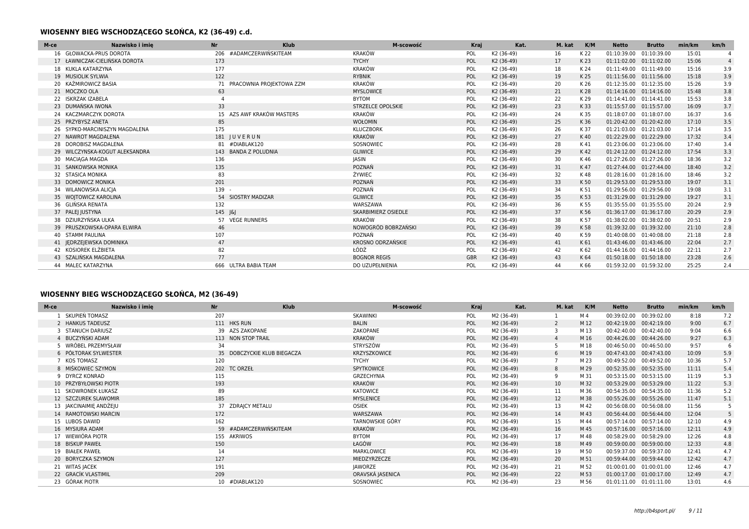## WIOSENNY BIEG WSCHODZĄCEGO SŁOŃCA, K2 (36-49) c.d.

| M-ce | Nazwisko i imię | Nr | Klub | M-scowość | Kraj | Kat. | M. kat | K/M | Netto | Brutto | min/km | km/h |
|---|---|---|---|---|---|---|---|---|---|---|---|---|
| 16 | GŁOWACKA-PRUS DOROTA | 206 | #ADAMCZERWIŃSKITEAM | KRAKÓW | POL | K2 (36-49) | 16 | K 22 | 01:10:39.00 | 01:10:39.00 | 15:01 | 4 |
| 17 | ŁAWNICZAK-CIELIŃSKA DOROTA | 173 | | TYCHY | POL | K2 (36-49) | 17 | K 23 | 01:11:02.00 | 01:11:02.00 | 15:06 | 4 |
| 18 | KUKLA KATARZYNA | 177 | | KRAKÓW | POL | K2 (36-49) | 18 | K 24 | 01:11:49.00 | 01:11:49.00 | 15:16 | 3.9 |
| 19 | MUSIOLIK SYLWIA | 122 | | RYBNIK | POL | K2 (36-49) | 19 | K 25 | 01:11:56.00 | 01:11:56.00 | 15:18 | 3.9 |
| 20 | KAŹMIROWICZ BASIA | 71 | PRACOWNIA PROJEKTOWA ZZM | KRAKÓW | POL | K2 (36-49) | 20 | K 26 | 01:12:35.00 | 01:12:35.00 | 15:26 | 3.9 |
| 21 | MOCZKO OLA | 63 | | MYSLOWICE | POL | K2 (36-49) | 21 | K 28 | 01:14:16.00 | 01:14:16.00 | 15:48 | 3.8 |
| 22 | ISKRZAK IZABELA | 4 | | BYTOM | POL | K2 (36-49) | 22 | K 29 | 01:14:41.00 | 01:14:41.00 | 15:53 | 3.8 |
| 23 | DUMAŃSKA IWONA | 33 | | STRZELCE OPOLSKIE | POL | K2 (36-49) | 23 | K 33 | 01:15:57.00 | 01:15:57.00 | 16:09 | 3.7 |
| 24 | KACZMARCZYK DOROTA | 15 | AZS AWF KRAKÓW MASTERS | KRAKÓW | POL | K2 (36-49) | 24 | K 35 | 01:18:07.00 | 01:18:07.00 | 16:37 | 3.6 |
| 25 | PRZYBYSZ ANETA | 85 | | WOŁOMIN | POL | K2 (36-49) | 25 | K 36 | 01:20:42.00 | 01:20:42.00 | 17:10 | 3.5 |
| 26 | SYPKO-MARCINISZYN MAGDALENA | 175 | | KLUCZBORK | POL | K2 (36-49) | 26 | K 37 | 01:21:03.00 | 01:21:03.00 | 17:14 | 3.5 |
| 27 | NAWROT MAGDALENA | 181 | J U V E R U N | KRAKÓW | POL | K2 (36-49) | 27 | K 40 | 01:22:29.00 | 01:22:29.00 | 17:32 | 3.4 |
| 28 | DOROBISZ MAGDALENA | 81 | #DIABLAK120 | SOSNOWIEC | POL | K2 (36-49) | 28 | K 41 | 01:23:06.00 | 01:23:06.00 | 17:40 | 3.4 |
| 29 | WILCZYNSKA-KOGUT ALEKSANDRA | 143 | BANDA Z POLUDNIA | GLIWICE | POL | K2 (36-49) | 29 | K 42 | 01:24:12.00 | 01:24:12.00 | 17:54 | 3.3 |
| 30 | MACIĄGA MAGDA | 136 | | JASIN | POL | K2 (36-49) | 30 | K 46 | 01:27:26.00 | 01:27:26.00 | 18:36 | 3.2 |
| 31 | SANKOWSKA MONIKA | 135 | | POZNAŃ | POL | K2 (36-49) | 31 | K 47 | 01:27:44.00 | 01:27:44.00 | 18:40 | 3.2 |
| 32 | STASICA MONIKA | 83 | | ŻYWIEC | POL | K2 (36-49) | 32 | K 48 | 01:28:16.00 | 01:28:16.00 | 18:46 | 3.2 |
| 33 | DOMOWICZ MONIKA | 201 | | POZNAŃ | POL | K2 (36-49) | 33 | K 50 | 01:29:53.00 | 01:29:53.00 | 19:07 | 3.1 |
| 34 | WILANOWSKA ALICJA | 139 | - | POZNAŃ | POL | K2 (36-49) | 34 | K 51 | 01:29:56.00 | 01:29:56.00 | 19:08 | 3.1 |
| 35 | WOJTOWICZ KAROLINA | 54 | SIOSTRY MADIZAR | GLIWICE | POL | K2 (36-49) | 35 | K 53 | 01:31:29.00 | 01:31:29.00 | 19:27 | 3.1 |
| 36 | GLIŃSKA RENATA | 132 | | WARSZAWA | POL | K2 (36-49) | 36 | K 55 | 01:35:55.00 | 01:35:55.00 | 20:24 | 2.9 |
| 37 | PALEJ JUSTYNA | 145 | J&J | SKARBIMIERZ OSIEDLE | POL | K2 (36-49) | 37 | K 56 | 01:36:17.00 | 01:36:17.00 | 20:29 | 2.9 |
| 38 | DZIURZYŃSKA ULKA | 57 | VEGE RUNNERS | KRAKÓW | POL | K2 (36-49) | 38 | K 57 | 01:38:02.00 | 01:38:02.00 | 20:51 | 2.9 |
| 39 | PRUSZKOWSKA-OPARA ELWIRA | 46 | | NOWOGRÓD BOBRZAŃSKI | POL | K2 (36-49) | 39 | K 58 | 01:39:32.00 | 01:39:32.00 | 21:10 | 2.8 |
| 40 | STAMM PAULINA | 107 | | POZNAŃ | POL | K2 (36-49) | 40 | K 59 | 01:40:08.00 | 01:40:08.00 | 21:18 | 2.8 |
| 41 | JĘDRZEJEWSKA DOMINIKA | 47 | | KROSNO ODRZAŃSKIE | POL | K2 (36-49) | 41 | K 61 | 01:43:46.00 | 01:43:46.00 | 22:04 | 2.7 |
| 42 | KOSIOREK ELŻBIETA | 82 | | ŁÓDŹ | POL | K2 (36-49) | 42 | K 62 | 01:44:16.00 | 01:44:16.00 | 22:11 | 2.7 |
| 43 | SZALIŃSKA MAGDALENA | 77 | | BOGNOR REGIS | GBR | K2 (36-49) | 43 | K 64 | 01:50:18.00 | 01:50:18.00 | 23:28 | 2.6 |
| 44 | MALEC KATARZYNA | 666 | ULTRA BABIA TEAM | DO UZUPEŁNIENIA | POL | K2 (36-49) | 44 | K 66 | 01:59:32.00 | 01:59:32.00 | 25:25 | 2.4 |

## WIOSENNY BIEG WSCHODZĄCEGO SŁOŃCA, M2 (36-49)

| M-ce | Nazwisko i imię | Nr | Klub | M-scowość | Kraj | Kat. | M. kat | K/M | Netto | Brutto | min/km | km/h |
|---|---|---|---|---|---|---|---|---|---|---|---|---|
| 1 | SKUPIEŃ TOMASZ | 207 | | SKAWINKI | POL | M2 (36-49) | 1 | M 4 | 00:39:02.00 | 00:39:02.00 | 8:18 | 7.2 |
| 2 | HANKUS TADEUSZ | 111 | HKS RUN | BALIN | POL | M2 (36-49) | 2 | M 12 | 00:42:19.00 | 00:42:19.00 | 9:00 | 6.7 |
| 3 | STANUCH DARIUSZ | 39 | AZS ZAKOPANE | ZAKOPANE | POL | M2 (36-49) | 3 | M 13 | 00:42:40.00 | 00:42:40.00 | 9:04 | 6.6 |
| 4 | BUCZYŃSKI ADAM | 113 | NON STOP TRAIL | KRAKÓW | POL | M2 (36-49) | 4 | M 16 | 00:44:26.00 | 00:44:26.00 | 9:27 | 6.3 |
| 5 | WRÓBEL PRZEMYSŁAW | 34 | | STRYSZÓW | POL | M2 (36-49) | 5 | M 18 | 00:46:50.00 | 00:46:50.00 | 9:57 | 6 |
| 6 | PÓŁTORAK SYLWESTER | 35 | DOBCZYCKIE KLUB BIEGACZA | KRZYSZKOWICE | POL | M2 (36-49) | 6 | M 19 | 00:47:43.00 | 00:47:43.00 | 10:09 | 5.9 |
| 7 | KOS TOMASZ | 120 | | TYCHY | POL | M2 (36-49) | 7 | M 23 | 00:49:52.00 | 00:49:52.00 | 10:36 | 5.7 |
| 8 | MIŚKOWIEC SZYMON | 202 | TC ORZEŁ | SPYTKOWICE | POL | M2 (36-49) | 8 | M 29 | 00:52:35.00 | 00:52:35.00 | 11:11 | 5.4 |
| 9 | DYRCZ KONRAD | 115 | | GRZECHYNIA | POL | M2 (36-49) | 9 | M 31 | 00:53:15.00 | 00:53:15.00 | 11:19 | 5.3 |
| 10 | PRZYBYŁOWSKI PIOTR | 193 | | KRAKÓW | POL | M2 (36-49) | 10 | M 32 | 00:53:29.00 | 00:53:29.00 | 11:22 | 5.3 |
| 11 | SKOWRONEK ŁUKASZ | 89 | | KATOWICE | POL | M2 (36-49) | 11 | M 36 | 00:54:35.00 | 00:54:35.00 | 11:36 | 5.2 |
| 12 | SZCZUREK SLAWOMIR | 185 | | MYSLENICE | POL | M2 (36-49) | 12 | M 38 | 00:55:26.00 | 00:55:26.00 | 11:47 | 5.1 |
| 13 | JAKCINAIMIĘ ANDŻEJU | 37 | ZDRAJCY METALU | OSIEK | POL | M2 (36-49) | 13 | M 42 | 00:56:08.00 | 00:56:08.00 | 11:56 | 5 |
| 14 | RAMOTOWSKI MARCIN | 172 | | WARSZAWA | POL | M2 (36-49) | 14 | M 43 | 00:56:44.00 | 00:56:44.00 | 12:04 | 5 |
| 15 | LUBOS DAWID | 162 | | TARNOWSKIE GÓRY | POL | M2 (36-49) | 15 | M 44 | 00:57:14.00 | 00:57:14.00 | 12:10 | 4.9 |
| 16 | MYSIURA ADAM | 59 | #ADAMCZERWIŃSKITEAM | KRAKÓW | POL | M2 (36-49) | 16 | M 45 | 00:57:16.00 | 00:57:16.00 | 12:11 | 4.9 |
| 17 | WIEWIÓRA PIOTR | 155 | AKRIWOS | BYTOM | POL | M2 (36-49) | 17 | M 48 | 00:58:29.00 | 00:58:29.00 | 12:26 | 4.8 |
| 18 | BISKUP PAWEŁ | 150 | | ŁAGÓW | POL | M2 (36-49) | 18 | M 49 | 00:59:00.00 | 00:59:00.00 | 12:33 | 4.8 |
| 19 | BIAŁEK PAWEŁ | 14 | | MARKLOWICE | POL | M2 (36-49) | 19 | M 50 | 00:59:37.00 | 00:59:37.00 | 12:41 | 4.7 |
| 20 | BORYCZKA SZYMON | 127 | | MIEDZYRZECZE | POL | M2 (36-49) | 20 | M 51 | 00:59:44.00 | 00:59:44.00 | 12:42 | 4.7 |
| 21 | WITAS JACEK | 191 | | JAWORZE | POL | M2 (36-49) | 21 | M 52 | 01:00:01.00 | 01:00:01.00 | 12:46 | 4.7 |
| 22 | GRACÍK VLASTIMIL | 209 | | ORAVSKÁ JASENICA | POL | M2 (36-49) | 22 | M 53 | 01:00:17.00 | 01:00:17.00 | 12:49 | 4.7 |
| 23 | GÓRAK PIOTR | 10 | #DIABLAK120 | SOSNOWIEC | POL | M2 (36-49) | 23 | M 56 | 01:01:11.00 | 01:01:11.00 | 13:01 | 4.6 |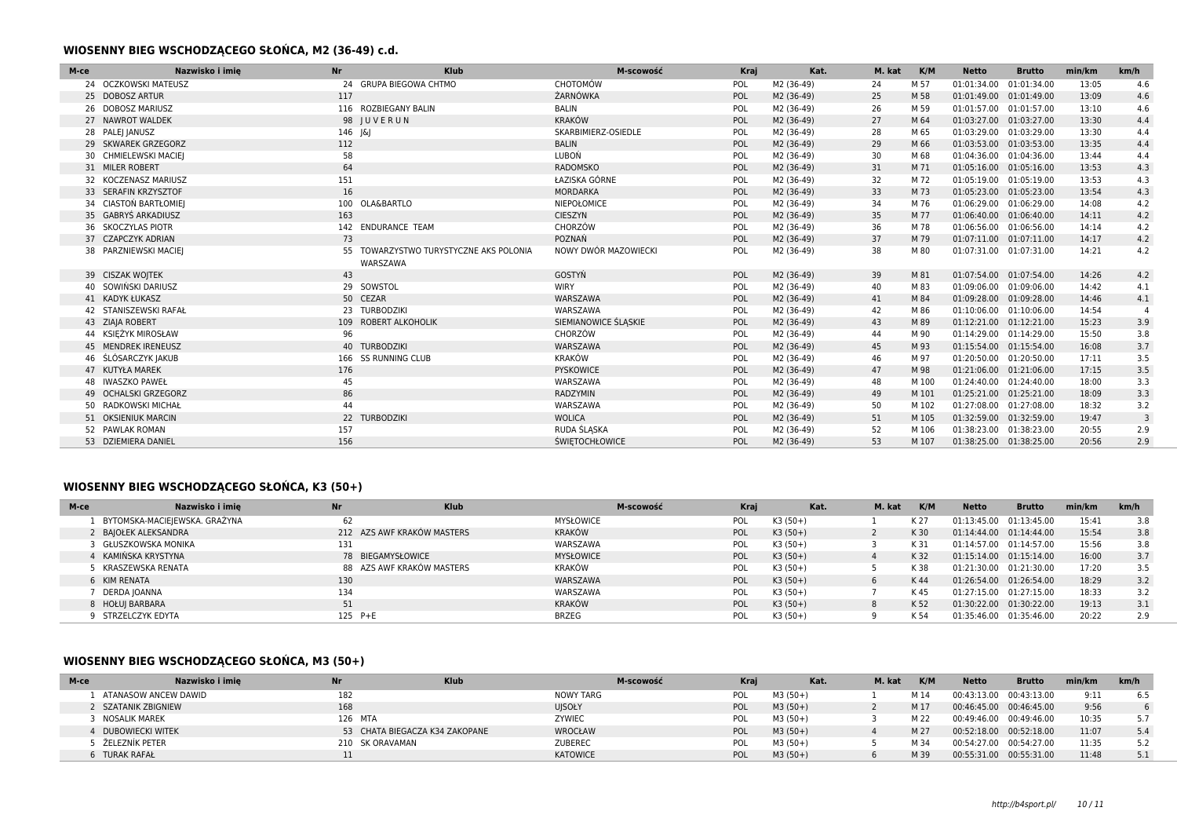## WIOSENNY BIEG WSCHODZĄCEGO SŁOŃCA, M2 (36-49) c.d.

| M-ce | Nazwisko i imię | Nr | Klub | M-scowość | Kraj | Kat. | M. kat | K/M | Netto | Brutto | min/km | km/h |
|---|---|---|---|---|---|---|---|---|---|---|---|---|
| 24 | OCZKOWSKI MATEUSZ | 24 | GRUPA BIEGOWA CHTMO | CHOTOMÓW | POL | M2 (36-49) | 24 | M 57 | 01:01:34.00 | 01:01:34.00 | 13:05 | 4.6 |
| 25 | DOBOSZ ARTUR | 117 | | ŻARNÓWKA | POL | M2 (36-49) | 25 | M 58 | 01:01:49.00 | 01:01:49.00 | 13:09 | 4.6 |
| 26 | DOBOSZ MARIUSZ | 116 | ROZBIEGANY BALIN | BALIN | POL | M2 (36-49) | 26 | M 59 | 01:01:57.00 | 01:01:57.00 | 13:10 | 4.6 |
| 27 | NAWROT WALDEK | 98 | J U V E R U N | KRAKÓW | POL | M2 (36-49) | 27 | M 64 | 01:03:27.00 | 01:03:27.00 | 13:30 | 4.4 |
| 28 | PALEJ JANUSZ | 146 | J&J | SKARBIMIERZ-OSIEDLE | POL | M2 (36-49) | 28 | M 65 | 01:03:29.00 | 01:03:29.00 | 13:30 | 4.4 |
| 29 | SKWAREK GRZEGORZ | 112 | | BALIN | POL | M2 (36-49) | 29 | M 66 | 01:03:53.00 | 01:03:53.00 | 13:35 | 4.4 |
| 30 | CHMIELEWSKI MACIEJ | 58 | | LUBOŃ | POL | M2 (36-49) | 30 | M 68 | 01:04:36.00 | 01:04:36.00 | 13:44 | 4.4 |
| 31 | MILER ROBERT | 64 | | RADOMSKO | POL | M2 (36-49) | 31 | M 71 | 01:05:16.00 | 01:05:16.00 | 13:53 | 4.3 |
| 32 | KOCZENASZ MARIUSZ | 151 | | ŁAZISKA GÓRNE | POL | M2 (36-49) | 32 | M 72 | 01:05:19.00 | 01:05:19.00 | 13:53 | 4.3 |
| 33 | SERAFIN KRZYSZTOF | 16 | | MORDARKA | POL | M2 (36-49) | 33 | M 73 | 01:05:23.00 | 01:05:23.00 | 13:54 | 4.3 |
| 34 | CIASTOŃ BARTŁOMIEJ | 100 | OLA&BARTLO | NIEPOŁOMICE | POL | M2 (36-49) | 34 | M 76 | 01:06:29.00 | 01:06:29.00 | 14:08 | 4.2 |
| 35 | GABRYŚ ARKADIUSZ | 163 | | CIESZYN | POL | M2 (36-49) | 35 | M 77 | 01:06:40.00 | 01:06:40.00 | 14:11 | 4.2 |
| 36 | SKOCZYLAS PIOTR | 142 | ENDURANCE TEAM | CHORZÓW | POL | M2 (36-49) | 36 | M 78 | 01:06:56.00 | 01:06:56.00 | 14:14 | 4.2 |
| 37 | CZAPCZYK ADRIAN | 73 | | POZNAŃ | POL | M2 (36-49) | 37 | M 79 | 01:07:11.00 | 01:07:11.00 | 14:17 | 4.2 |
| 38 | PARZNIEWSKI MACIEJ | 55 | TOWARZYSTWO TURYSTYCZNE AKS POLONIA WARSZAWA | NOWY DWÓR MAZOWIECKI | POL | M2 (36-49) | 38 | M 80 | 01:07:31.00 | 01:07:31.00 | 14:21 | 4.2 |
| 39 | CISZAK WOJTEK | 43 | | GOSTYŃ | POL | M2 (36-49) | 39 | M 81 | 01:07:54.00 | 01:07:54.00 | 14:26 | 4.2 |
| 40 | SOWIŃSKI DARIUSZ | 29 | SOWSTOL | WIRY | POL | M2 (36-49) | 40 | M 83 | 01:09:06.00 | 01:09:06.00 | 14:42 | 4.1 |
| 41 | KADYK ŁUKASZ | 50 | CEZAR | WARSZAWA | POL | M2 (36-49) | 41 | M 84 | 01:09:28.00 | 01:09:28.00 | 14:46 | 4.1 |
| 42 | STANISZEWSKI RAFAŁ | 23 | TURBODZIKI | WARSZAWA | POL | M2 (36-49) | 42 | M 86 | 01:10:06.00 | 01:10:06.00 | 14:54 | 4 |
| 43 | ZIAJA ROBERT | 109 | ROBERT ALKOHOLIK | SIEMIANOWICE ŚLĄSKIE | POL | M2 (36-49) | 43 | M 89 | 01:12:21.00 | 01:12:21.00 | 15:23 | 3.9 |
| 44 | KSIĘŻYK MIROSŁAW | 96 | | CHORZÓW | POL | M2 (36-49) | 44 | M 90 | 01:14:29.00 | 01:14:29.00 | 15:50 | 3.8 |
| 45 | MENDREK IRENEUSZ | 40 | TURBODZIKI | WARSZAWA | POL | M2 (36-49) | 45 | M 93 | 01:15:54.00 | 01:15:54.00 | 16:08 | 3.7 |
| 46 | ŚLÓSARCZYK JAKUB | 166 | SS RUNNING CLUB | KRAKÓW | POL | M2 (36-49) | 46 | M 97 | 01:20:50.00 | 01:20:50.00 | 17:11 | 3.5 |
| 47 | KUTYŁA MAREK | 176 | | PYSKOWICE | POL | M2 (36-49) | 47 | M 98 | 01:21:06.00 | 01:21:06.00 | 17:15 | 3.5 |
| 48 | IWASZKO PAWEŁ | 45 | | WARSZAWA | POL | M2 (36-49) | 48 | M 100 | 01:24:40.00 | 01:24:40.00 | 18:00 | 3.3 |
| 49 | OCHALSKI GRZEGORZ | 86 | | RADZYMIN | POL | M2 (36-49) | 49 | M 101 | 01:25:21.00 | 01:25:21.00 | 18:09 | 3.3 |
| 50 | RADKOWSKI MICHAŁ | 44 | | WARSZAWA | POL | M2 (36-49) | 50 | M 102 | 01:27:08.00 | 01:27:08.00 | 18:32 | 3.2 |
| 51 | OKSIENIUK MARCIN | 22 | TURBODZIKI | WOLICA | POL | M2 (36-49) | 51 | M 105 | 01:32:59.00 | 01:32:59.00 | 19:47 | 3 |
| 52 | PAWLAK ROMAN | 157 | | RUDA ŚLĄSKA | POL | M2 (36-49) | 52 | M 106 | 01:38:23.00 | 01:38:23.00 | 20:55 | 2.9 |
| 53 | DZIEMIERA DANIEL | 156 | | ŚWIĘTOCHŁOWICE | POL | M2 (36-49) | 53 | M 107 | 01:38:25.00 | 01:38:25.00 | 20:56 | 2.9 |

## WIOSENNY BIEG WSCHODZĄCEGO SŁOŃCA, K3 (50+)

| M-ce | Nazwisko i imię | Nr | Klub | M-scowość | Kraj | Kat. | M. kat | K/M | Netto | Brutto | min/km | km/h |
|---|---|---|---|---|---|---|---|---|---|---|---|---|
| 1 | BYTOMSKA-MACIEJEWSKA. GRAŻYNA | 62 | | MYSŁOWICE | POL | K3 (50+) | 1 | K 27 | 01:13:45.00 | 01:13:45.00 | 15:41 | 3.8 |
| 2 | BAJOŁEK ALEKSANDRA | 212 | AZS AWF KRAKÓW MASTERS | KRAKÓW | POL | K3 (50+) | 2 | K 30 | 01:14:44.00 | 01:14:44.00 | 15:54 | 3.8 |
| 3 | GŁUSZKOWSKA MONIKA | 131 | | WARSZAWA | POL | K3 (50+) | 3 | K 31 | 01:14:57.00 | 01:14:57.00 | 15:56 | 3.8 |
| 4 | KAMIŃSKA KRYSTYNA | 78 | BIEGAMYSŁOWICE | MYSŁOWICE | POL | K3 (50+) | 4 | K 32 | 01:15:14.00 | 01:15:14.00 | 16:00 | 3.7 |
| 5 | KRASZEWSKA RENATA | 88 | AZS AWF KRAKÓW MASTERS | KRAKÓW | POL | K3 (50+) | 5 | K 38 | 01:21:30.00 | 01:21:30.00 | 17:20 | 3.5 |
| 6 | KIM RENATA | 130 | | WARSZAWA | POL | K3 (50+) | 6 | K 44 | 01:26:54.00 | 01:26:54.00 | 18:29 | 3.2 |
| 7 | DERDA JOANNA | 134 | | WARSZAWA | POL | K3 (50+) | 7 | K 45 | 01:27:15.00 | 01:27:15.00 | 18:33 | 3.2 |
| 8 | HOŁUJ BARBARA | 51 | | KRAKÓW | POL | K3 (50+) | 8 | K 52 | 01:30:22.00 | 01:30:22.00 | 19:13 | 3.1 |
| 9 | STRZELCZYK EDYTA | 125 | P+E | BRZEG | POL | K3 (50+) | 9 | K 54 | 01:35:46.00 | 01:35:46.00 | 20:22 | 2.9 |

## WIOSENNY BIEG WSCHODZĄCEGO SŁOŃCA, M3 (50+)

| M-ce | Nazwisko i imię | Nr | Klub | M-scowość | Kraj | Kat. | M. kat | K/M | Netto | Brutto | min/km | km/h |
|---|---|---|---|---|---|---|---|---|---|---|---|---|
| 1 | ATANASOW ANCEW DAWID | 182 | | NOWY TARG | POL | M3 (50+) | 1 | M 14 | 00:43:13.00 | 00:43:13.00 | 9:11 | 6.5 |
| 2 | SZATANIK ZBIGNIEW | 168 | | UJSOŁY | POL | M3 (50+) | 2 | M 17 | 00:46:45.00 | 00:46:45.00 | 9:56 | 6 |
| 3 | NOSALIK MAREK | 126 | MTA | ZYWIEC | POL | M3 (50+) | 3 | M 22 | 00:49:46.00 | 00:49:46.00 | 10:35 | 5.7 |
| 4 | DUBOWIECKI WITEK | 53 | CHATA BIEGACZA K34 ZAKOPANE | WROCŁAW | POL | M3 (50+) | 4 | M 27 | 00:52:18.00 | 00:52:18.00 | 11:07 | 5.4 |
| 5 | ŽELEZNÍK PETER | 210 | SK ORAVAMAN | ZUBEREC | POL | M3 (50+) | 5 | M 34 | 00:54:27.00 | 00:54:27.00 | 11:35 | 5.2 |
| 6 | TURAK RAFAŁ | 11 | | KATOWICE | POL | M3 (50+) | 6 | M 39 | 00:55:31.00 | 00:55:31.00 | 11:48 | 5.1 |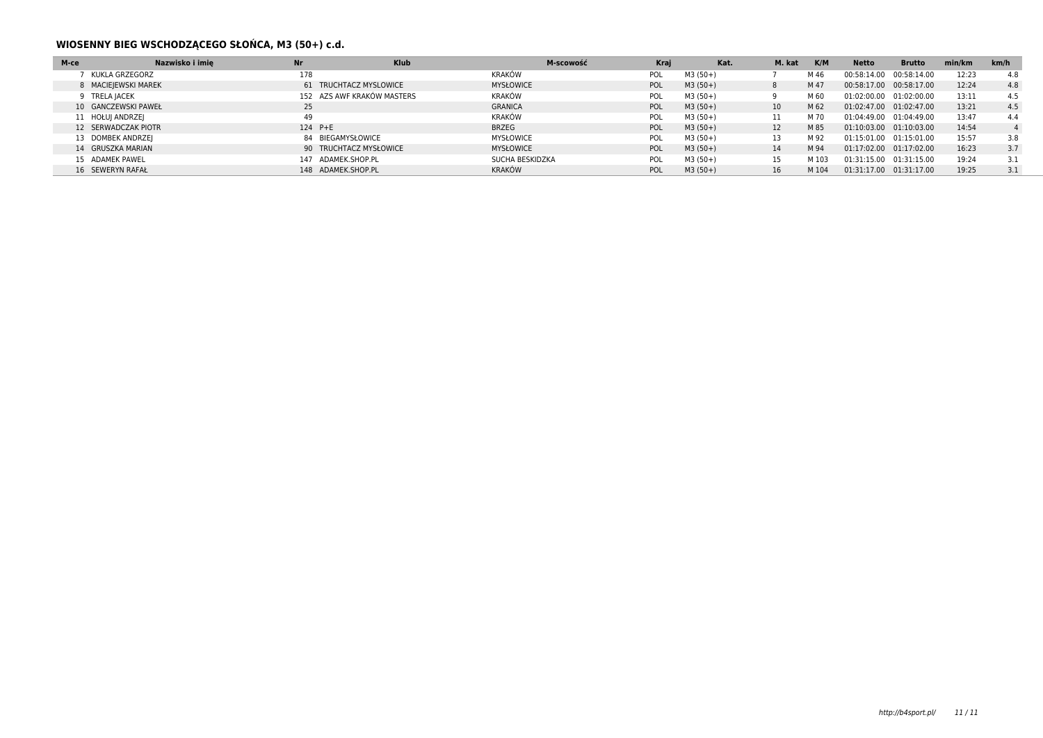## WIOSENNY BIEG WSCHODZĄCEGO SŁOŃCA, M3 (50+) c.d.

| M-ce | Nazwisko i imię | Nr | Klub | M-scowość | Kraj | Kat. | M. kat | K/M | Netto | Brutto | min/km | km/h |
|---|---|---|---|---|---|---|---|---|---|---|---|---|
| 7 | KUKLA GRZEGORZ | 178 | | KRAKÓW | POL | M3 (50+) | 7 | M 46 | 00:58:14.00 | 00:58:14.00 | 12:23 | 4.8 |
| 8 | MACIEJEWSKI MAREK | 61 | TRUCHTACZ MYSLOWICE | MYSŁOWICE | POL | M3 (50+) | 8 | M 47 | 00:58:17.00 | 00:58:17.00 | 12:24 | 4.8 |
| 9 | TRELA JACEK | 152 | AZS AWF KRAKÓW MASTERS | KRAKÓW | POL | M3 (50+) | 9 | M 60 | 01:02:00.00 | 01:02:00.00 | 13:11 | 4.5 |
| 10 | GANCZEWSKI PAWEŁ | 25 | | GRANICA | POL | M3 (50+) | 10 | M 62 | 01:02:47.00 | 01:02:47.00 | 13:21 | 4.5 |
| 11 | HOŁUJ ANDRZEJ | 49 | | KRAKÓW | POL | M3 (50+) | 11 | M 70 | 01:04:49.00 | 01:04:49.00 | 13:47 | 4.4 |
| 12 | SERWADCZAK PIOTR | 124 | P+E | BRZEG | POL | M3 (50+) | 12 | M 85 | 01:10:03.00 | 01:10:03.00 | 14:54 | 4 |
| 13 | DOMBEK ANDRZEJ | 84 | BIEGAMYSŁOWICE | MYSŁOWICE | POL | M3 (50+) | 13 | M 92 | 01:15:01.00 | 01:15:01.00 | 15:57 | 3.8 |
| 14 | GRUSZKA MARIAN | 90 | TRUCHTACZ MYSŁOWICE | MYSŁOWICE | POL | M3 (50+) | 14 | M 94 | 01:17:02.00 | 01:17:02.00 | 16:23 | 3.7 |
| 15 | ADAMEK PAWEL | 147 | ADAMEK.SHOP.PL | SUCHA BESKIDZKA | POL | M3 (50+) | 15 | M 103 | 01:31:15.00 | 01:31:15.00 | 19:24 | 3.1 |
| 16 | SEWERYN RAFAŁ | 148 | ADAMEK.SHOP.PL | KRAKÓW | POL | M3 (50+) | 16 | M 104 | 01:31:17.00 | 01:31:17.00 | 19:25 | 3.1 |

http://b4sport.pl/